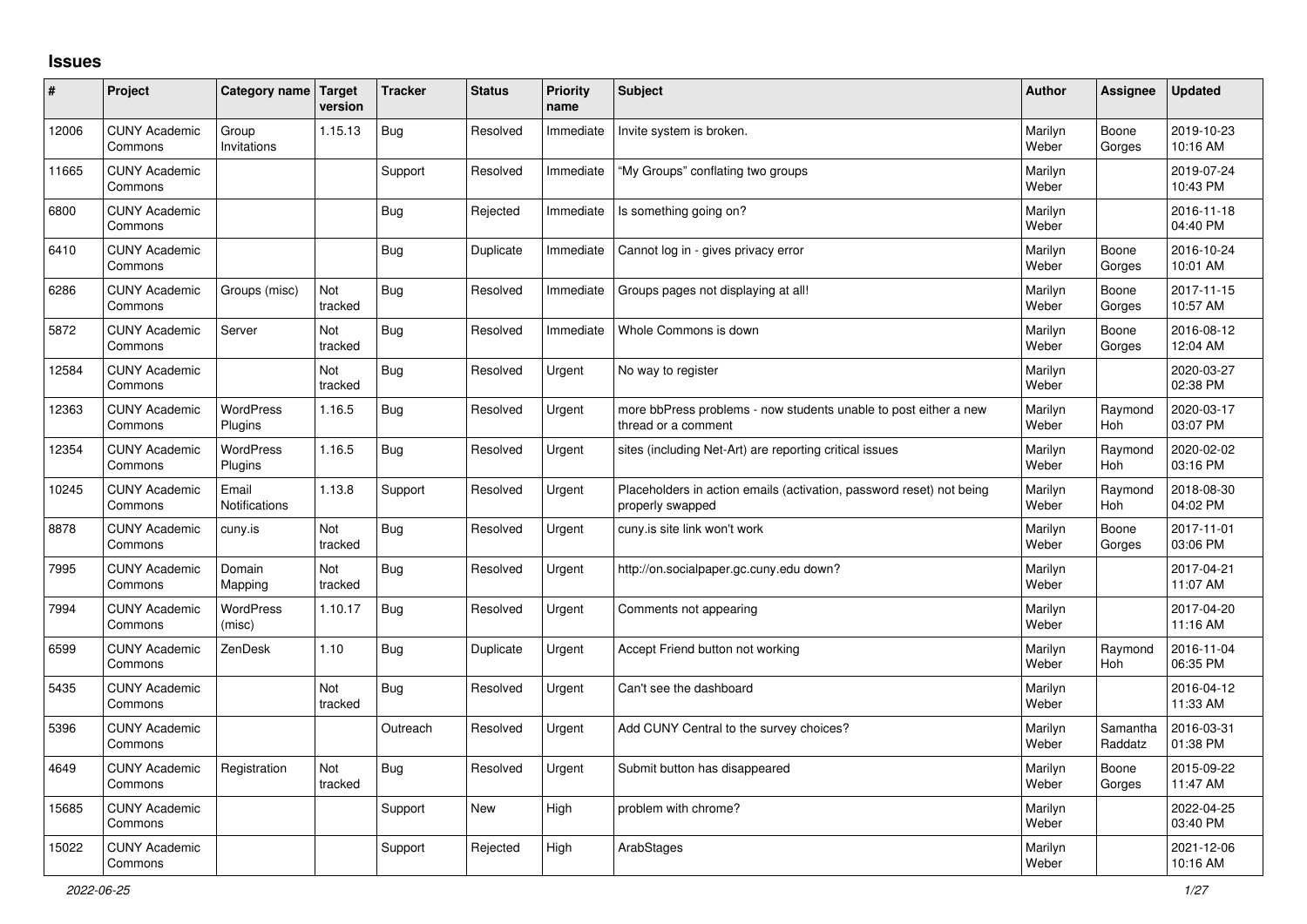# Issues

| # | Project | Category name | Target version | Tracker | Status | Priority name | Subject | Author | Assignee | Updated |
|---|---|---|---|---|---|---|---|---|---|---|
| 12006 | CUNY Academic Commons | Group Invitations | 1.15.13 | Bug | Resolved | Immediate | Invite system is broken. | Marilyn Weber | Boone Gorges | 2019-10-23 10:16 AM |
| 11665 | CUNY Academic Commons | | | Support | Resolved | Immediate | "My Groups" conflating two groups | Marilyn Weber | | 2019-07-24 10:43 PM |
| 6800 | CUNY Academic Commons | | | Bug | Rejected | Immediate | Is something going on? | Marilyn Weber | | 2016-11-18 04:40 PM |
| 6410 | CUNY Academic Commons | | | Bug | Duplicate | Immediate | Cannot log in - gives privacy error | Marilyn Weber | Boone Gorges | 2016-10-24 10:01 AM |
| 6286 | CUNY Academic Commons | Groups (misc) | Not tracked | Bug | Resolved | Immediate | Groups pages not displaying at all! | Marilyn Weber | Boone Gorges | 2017-11-15 10:57 AM |
| 5872 | CUNY Academic Commons | Server | Not tracked | Bug | Resolved | Immediate | Whole Commons is down | Marilyn Weber | Boone Gorges | 2016-08-12 12:04 AM |
| 12584 | CUNY Academic Commons | | Not tracked | Bug | Resolved | Urgent | No way to register | Marilyn Weber | | 2020-03-27 02:38 PM |
| 12363 | CUNY Academic Commons | WordPress Plugins | 1.16.5 | Bug | Resolved | Urgent | more bbPress problems - now students unable to post either a new thread or a comment | Marilyn Weber | Raymond Hoh | 2020-03-17 03:07 PM |
| 12354 | CUNY Academic Commons | WordPress Plugins | 1.16.5 | Bug | Resolved | Urgent | sites (including Net-Art) are reporting critical issues | Marilyn Weber | Raymond Hoh | 2020-02-02 03:16 PM |
| 10245 | CUNY Academic Commons | Email Notifications | 1.13.8 | Support | Resolved | Urgent | Placeholders in action emails (activation, password reset) not being properly swapped | Marilyn Weber | Raymond Hoh | 2018-08-30 04:02 PM |
| 8878 | CUNY Academic Commons | cuny.is | Not tracked | Bug | Resolved | Urgent | cuny.is site link won't work | Marilyn Weber | Boone Gorges | 2017-11-01 03:06 PM |
| 7995 | CUNY Academic Commons | Domain Mapping | Not tracked | Bug | Resolved | Urgent | http://on.socialpaper.gc.cuny.edu down? | Marilyn Weber | | 2017-04-21 11:07 AM |
| 7994 | CUNY Academic Commons | WordPress (misc) | 1.10.17 | Bug | Resolved | Urgent | Comments not appearing | Marilyn Weber | | 2017-04-20 11:16 AM |
| 6599 | CUNY Academic Commons | ZenDesk | 1.10 | Bug | Duplicate | Urgent | Accept Friend button not working | Marilyn Weber | Raymond Hoh | 2016-11-04 06:35 PM |
| 5435 | CUNY Academic Commons | | Not tracked | Bug | Resolved | Urgent | Can't see the dashboard | Marilyn Weber | | 2016-04-12 11:33 AM |
| 5396 | CUNY Academic Commons | | | Outreach | Resolved | Urgent | Add CUNY Central to the survey choices? | Marilyn Weber | Samantha Raddatz | 2016-03-31 01:38 PM |
| 4649 | CUNY Academic Commons | Registration | Not tracked | Bug | Resolved | Urgent | Submit button has disappeared | Marilyn Weber | Boone Gorges | 2015-09-22 11:47 AM |
| 15685 | CUNY Academic Commons | | | Support | New | High | problem with chrome? | Marilyn Weber | | 2022-04-25 03:40 PM |
| 15022 | CUNY Academic Commons | | | Support | Rejected | High | ArabStages | Marilyn Weber | | 2021-12-06 10:16 AM |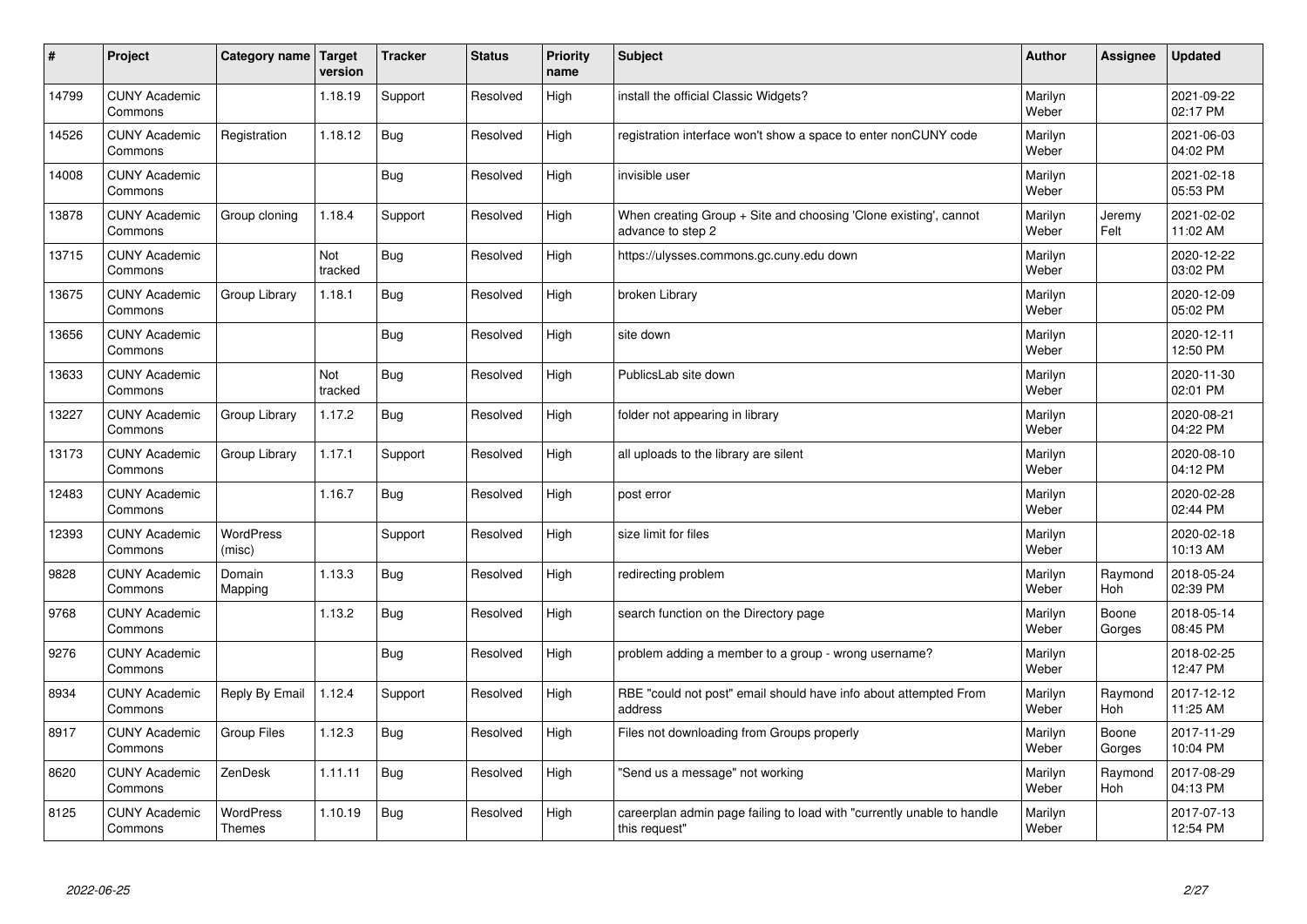| # | Project | Category name | Target version | Tracker | Status | Priority name | Subject | Author | Assignee | Updated |
|---|---|---|---|---|---|---|---|---|---|---|
| 14799 | CUNY Academic Commons | | 1.18.19 | Support | Resolved | High | install the official Classic Widgets? | Marilyn Weber | | 2021-09-22 02:17 PM |
| 14526 | CUNY Academic Commons | Registration | 1.18.12 | Bug | Resolved | High | registration interface won't show a space to enter nonCUNY code | Marilyn Weber | | 2021-06-03 04:02 PM |
| 14008 | CUNY Academic Commons | | | Bug | Resolved | High | invisible user | Marilyn Weber | | 2021-02-18 05:53 PM |
| 13878 | CUNY Academic Commons | Group cloning | 1.18.4 | Support | Resolved | High | When creating Group + Site and choosing 'Clone existing', cannot advance to step 2 | Marilyn Weber | Jeremy Felt | 2021-02-02 11:02 AM |
| 13715 | CUNY Academic Commons | | Not tracked | Bug | Resolved | High | https://ulysses.commons.gc.cuny.edu down | Marilyn Weber | | 2020-12-22 03:02 PM |
| 13675 | CUNY Academic Commons | Group Library | 1.18.1 | Bug | Resolved | High | broken Library | Marilyn Weber | | 2020-12-09 05:02 PM |
| 13656 | CUNY Academic Commons | | | Bug | Resolved | High | site down | Marilyn Weber | | 2020-12-11 12:50 PM |
| 13633 | CUNY Academic Commons | | Not tracked | Bug | Resolved | High | PublicsLab site down | Marilyn Weber | | 2020-11-30 02:01 PM |
| 13227 | CUNY Academic Commons | Group Library | 1.17.2 | Bug | Resolved | High | folder not appearing in library | Marilyn Weber | | 2020-08-21 04:22 PM |
| 13173 | CUNY Academic Commons | Group Library | 1.17.1 | Support | Resolved | High | all uploads to the library are silent | Marilyn Weber | | 2020-08-10 04:12 PM |
| 12483 | CUNY Academic Commons | | 1.16.7 | Bug | Resolved | High | post error | Marilyn Weber | | 2020-02-28 02:44 PM |
| 12393 | CUNY Academic Commons | WordPress (misc) | | Support | Resolved | High | size limit for files | Marilyn Weber | | 2020-02-18 10:13 AM |
| 9828 | CUNY Academic Commons | Domain Mapping | 1.13.3 | Bug | Resolved | High | redirecting problem | Marilyn Weber | Raymond Hoh | 2018-05-24 02:39 PM |
| 9768 | CUNY Academic Commons | | 1.13.2 | Bug | Resolved | High | search function on the Directory page | Marilyn Weber | Boone Gorges | 2018-05-14 08:45 PM |
| 9276 | CUNY Academic Commons | | | Bug | Resolved | High | problem adding a member to a group - wrong username? | Marilyn Weber | | 2018-02-25 12:47 PM |
| 8934 | CUNY Academic Commons | Reply By Email | 1.12.4 | Support | Resolved | High | RBE "could not post" email should have info about attempted From address | Marilyn Weber | Raymond Hoh | 2017-12-12 11:25 AM |
| 8917 | CUNY Academic Commons | Group Files | 1.12.3 | Bug | Resolved | High | Files not downloading from Groups properly | Marilyn Weber | Boone Gorges | 2017-11-29 10:04 PM |
| 8620 | CUNY Academic Commons | ZenDesk | 1.11.11 | Bug | Resolved | High | "Send us a message" not working | Marilyn Weber | Raymond Hoh | 2017-08-29 04:13 PM |
| 8125 | CUNY Academic Commons | WordPress Themes | 1.10.19 | Bug | Resolved | High | careerplan admin page failing to load with "currently unable to handle this request" | Marilyn Weber | | 2017-07-13 12:54 PM |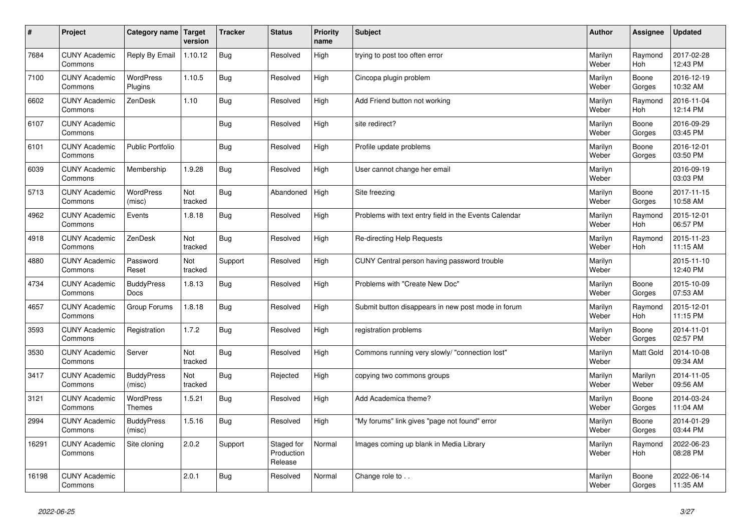| # | Project | Category name | Target version | Tracker | Status | Priority name | Subject | Author | Assignee | Updated |
|---|---|---|---|---|---|---|---|---|---|---|
| 7684 | CUNY Academic Commons | Reply By Email | 1.10.12 | Bug | Resolved | High | trying to post too often error | Marilyn Weber | Raymond Hoh | 2017-02-28 12:43 PM |
| 7100 | CUNY Academic Commons | WordPress Plugins | 1.10.5 | Bug | Resolved | High | Cincopa plugin problem | Marilyn Weber | Boone Gorges | 2016-12-19 10:32 AM |
| 6602 | CUNY Academic Commons | ZenDesk | 1.10 | Bug | Resolved | High | Add Friend button not working | Marilyn Weber | Raymond Hoh | 2016-11-04 12:14 PM |
| 6107 | CUNY Academic Commons | | | Bug | Resolved | High | site redirect? | Marilyn Weber | Boone Gorges | 2016-09-29 03:45 PM |
| 6101 | CUNY Academic Commons | Public Portfolio | | Bug | Resolved | High | Profile update problems | Marilyn Weber | Boone Gorges | 2016-12-01 03:50 PM |
| 6039 | CUNY Academic Commons | Membership | 1.9.28 | Bug | Resolved | High | User cannot change her email | Marilyn Weber | | 2016-09-19 03:03 PM |
| 5713 | CUNY Academic Commons | WordPress (misc) | Not tracked | Bug | Abandoned | High | Site freezing | Marilyn Weber | Boone Gorges | 2017-11-15 10:58 AM |
| 4962 | CUNY Academic Commons | Events | 1.8.18 | Bug | Resolved | High | Problems with text entry field in the Events Calendar | Marilyn Weber | Raymond Hoh | 2015-12-01 06:57 PM |
| 4918 | CUNY Academic Commons | ZenDesk | Not tracked | Bug | Resolved | High | Re-directing Help Requests | Marilyn Weber | Raymond Hoh | 2015-11-23 11:15 AM |
| 4880 | CUNY Academic Commons | Password Reset | Not tracked | Support | Resolved | High | CUNY Central person having password trouble | Marilyn Weber | | 2015-11-10 12:40 PM |
| 4734 | CUNY Academic Commons | BuddyPress Docs | 1.8.13 | Bug | Resolved | High | Problems with "Create New Doc" | Marilyn Weber | Boone Gorges | 2015-10-09 07:53 AM |
| 4657 | CUNY Academic Commons | Group Forums | 1.8.18 | Bug | Resolved | High | Submit button disappears in new post mode in forum | Marilyn Weber | Raymond Hoh | 2015-12-01 11:15 PM |
| 3593 | CUNY Academic Commons | Registration | 1.7.2 | Bug | Resolved | High | registration problems | Marilyn Weber | Boone Gorges | 2014-11-01 02:57 PM |
| 3530 | CUNY Academic Commons | Server | Not tracked | Bug | Resolved | High | Commons running very slowly/ "connection lost" | Marilyn Weber | Matt Gold | 2014-10-08 09:34 AM |
| 3417 | CUNY Academic Commons | BuddyPress (misc) | Not tracked | Bug | Rejected | High | copying two commons groups | Marilyn Weber | Marilyn Weber | 2014-11-05 09:56 AM |
| 3121 | CUNY Academic Commons | WordPress Themes | 1.5.21 | Bug | Resolved | High | Add Academica theme? | Marilyn Weber | Boone Gorges | 2014-03-24 11:04 AM |
| 2994 | CUNY Academic Commons | BuddyPress (misc) | 1.5.16 | Bug | Resolved | High | "My forums" link gives "page not found" error | Marilyn Weber | Boone Gorges | 2014-01-29 03:44 PM |
| 16291 | CUNY Academic Commons | Site cloning | 2.0.2 | Support | Staged for Production Release | Normal | Images coming up blank in Media Library | Marilyn Weber | Raymond Hoh | 2022-06-23 08:28 PM |
| 16198 | CUNY Academic Commons | | 2.0.1 | Bug | Resolved | Normal | Change role to . . | Marilyn Weber | Boone Gorges | 2022-06-14 11:35 AM |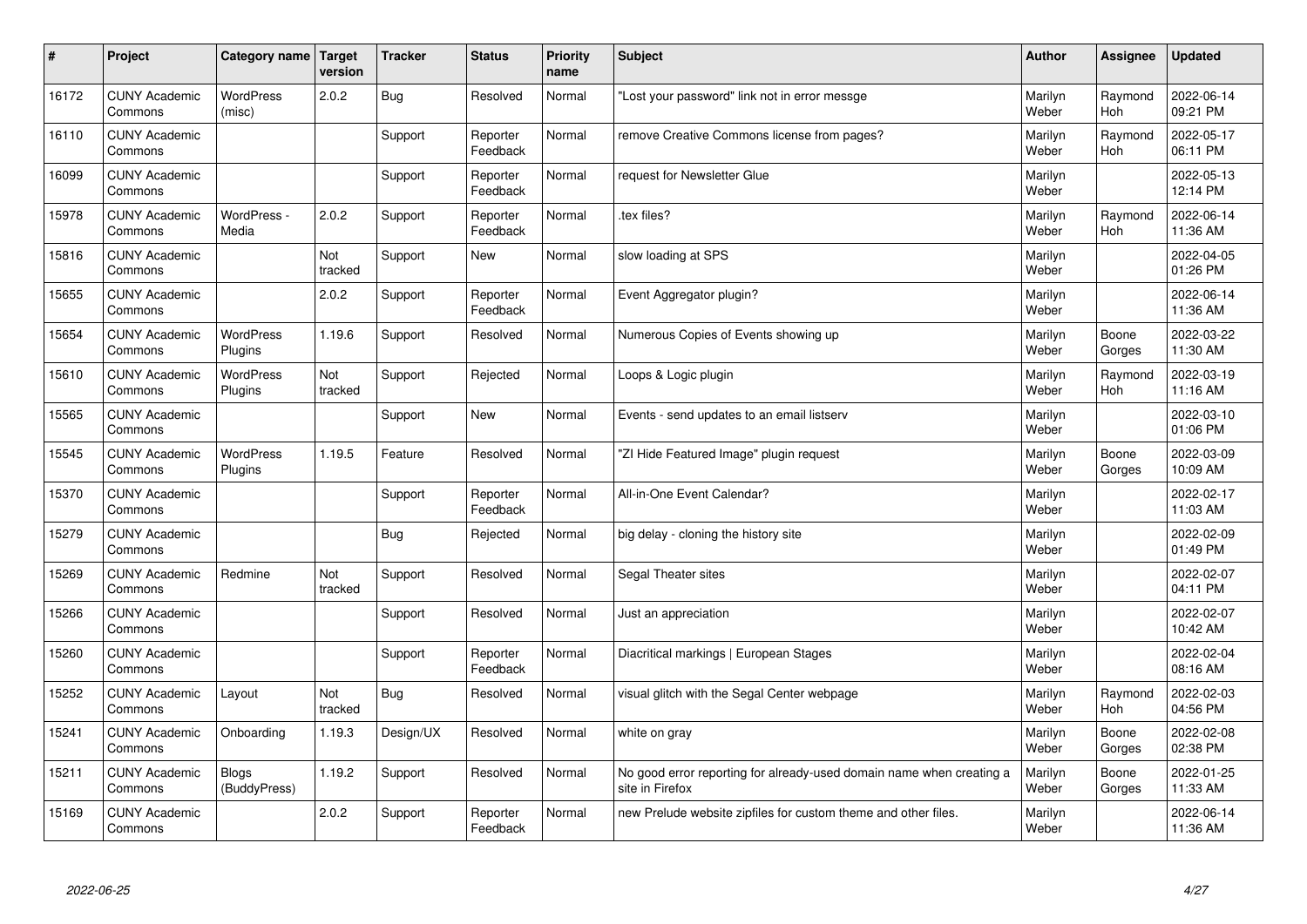| # | Project | Category name | Target version | Tracker | Status | Priority name | Subject | Author | Assignee | Updated |
|---|---|---|---|---|---|---|---|---|---|---|
| 16172 | CUNY Academic Commons | WordPress (misc) | 2.0.2 | Bug | Resolved | Normal | "Lost your password" link not in error messge | Marilyn Weber | Raymond Hoh | 2022-06-14 09:21 PM |
| 16110 | CUNY Academic Commons | | | Support | Reporter Feedback | Normal | remove Creative Commons license from pages? | Marilyn Weber | Raymond Hoh | 2022-05-17 06:11 PM |
| 16099 | CUNY Academic Commons | | | Support | Reporter Feedback | Normal | request for Newsletter Glue | Marilyn Weber | | 2022-05-13 12:14 PM |
| 15978 | CUNY Academic Commons | WordPress - Media | 2.0.2 | Support | Reporter Feedback | Normal | .tex files? | Marilyn Weber | Raymond Hoh | 2022-06-14 11:36 AM |
| 15816 | CUNY Academic Commons | | Not tracked | Support | New | Normal | slow loading at SPS | Marilyn Weber | | 2022-04-05 01:26 PM |
| 15655 | CUNY Academic Commons | | 2.0.2 | Support | Reporter Feedback | Normal | Event Aggregator plugin? | Marilyn Weber | | 2022-06-14 11:36 AM |
| 15654 | CUNY Academic Commons | WordPress Plugins | 1.19.6 | Support | Resolved | Normal | Numerous Copies of Events showing up | Marilyn Weber | Boone Gorges | 2022-03-22 11:30 AM |
| 15610 | CUNY Academic Commons | WordPress Plugins | Not tracked | Support | Rejected | Normal | Loops & Logic plugin | Marilyn Weber | Raymond Hoh | 2022-03-19 11:16 AM |
| 15565 | CUNY Academic Commons | | | Support | New | Normal | Events - send updates to an email listserv | Marilyn Weber | | 2022-03-10 01:06 PM |
| 15545 | CUNY Academic Commons | WordPress Plugins | 1.19.5 | Feature | Resolved | Normal | "ZI Hide Featured Image" plugin request | Marilyn Weber | Boone Gorges | 2022-03-09 10:09 AM |
| 15370 | CUNY Academic Commons | | | Support | Reporter Feedback | Normal | All-in-One Event Calendar? | Marilyn Weber | | 2022-02-17 11:03 AM |
| 15279 | CUNY Academic Commons | | | Bug | Rejected | Normal | big delay - cloning the history site | Marilyn Weber | | 2022-02-09 01:49 PM |
| 15269 | CUNY Academic Commons | Redmine | Not tracked | Support | Resolved | Normal | Segal Theater sites | Marilyn Weber | | 2022-02-07 04:11 PM |
| 15266 | CUNY Academic Commons | | | Support | Resolved | Normal | Just an appreciation | Marilyn Weber | | 2022-02-07 10:42 AM |
| 15260 | CUNY Academic Commons | | | Support | Reporter Feedback | Normal | Diacritical markings \| European Stages | Marilyn Weber | | 2022-02-04 08:16 AM |
| 15252 | CUNY Academic Commons | Layout | Not tracked | Bug | Resolved | Normal | visual glitch with the Segal Center webpage | Marilyn Weber | Raymond Hoh | 2022-02-03 04:56 PM |
| 15241 | CUNY Academic Commons | Onboarding | 1.19.3 | Design/UX | Resolved | Normal | white on gray | Marilyn Weber | Boone Gorges | 2022-02-08 02:38 PM |
| 15211 | CUNY Academic Commons | Blogs (BuddyPress) | 1.19.2 | Support | Resolved | Normal | No good error reporting for already-used domain name when creating a site in Firefox | Marilyn Weber | Boone Gorges | 2022-01-25 11:33 AM |
| 15169 | CUNY Academic Commons | | 2.0.2 | Support | Reporter Feedback | Normal | new Prelude website zipfiles for custom theme and other files. | Marilyn Weber | | 2022-06-14 11:36 AM |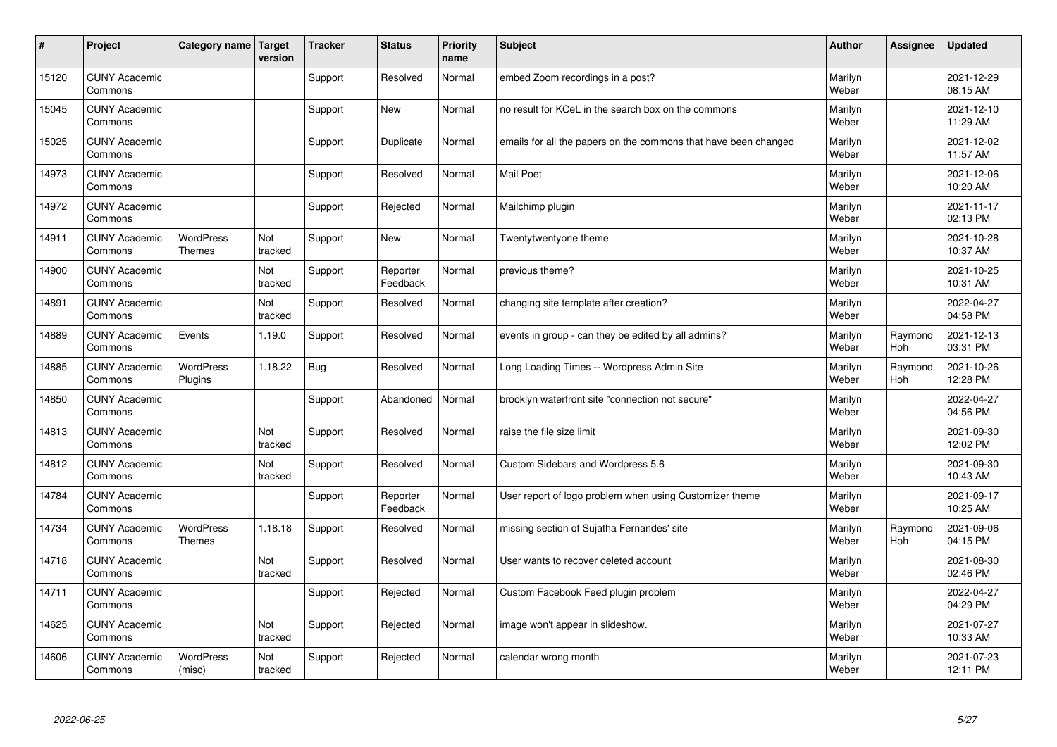| # | Project | Category name | Target version | Tracker | Status | Priority name | Subject | Author | Assignee | Updated |
|---|---|---|---|---|---|---|---|---|---|---|
| 15120 | CUNY Academic Commons | | | Support | Resolved | Normal | embed Zoom recordings in a post? | Marilyn Weber | | 2021-12-29 08:15 AM |
| 15045 | CUNY Academic Commons | | | Support | New | Normal | no result for KCeL in the search box on the commons | Marilyn Weber | | 2021-12-10 11:29 AM |
| 15025 | CUNY Academic Commons | | | Support | Duplicate | Normal | emails for all the papers on the commons that have been changed | Marilyn Weber | | 2021-12-02 11:57 AM |
| 14973 | CUNY Academic Commons | | | Support | Resolved | Normal | Mail Poet | Marilyn Weber | | 2021-12-06 10:20 AM |
| 14972 | CUNY Academic Commons | | | Support | Rejected | Normal | Mailchimp plugin | Marilyn Weber | | 2021-11-17 02:13 PM |
| 14911 | CUNY Academic Commons | WordPress Themes | Not tracked | Support | New | Normal | Twentytwentyone theme | Marilyn Weber | | 2021-10-28 10:37 AM |
| 14900 | CUNY Academic Commons | | Not tracked | Support | Reporter Feedback | Normal | previous theme? | Marilyn Weber | | 2021-10-25 10:31 AM |
| 14891 | CUNY Academic Commons | | Not tracked | Support | Resolved | Normal | changing site template after creation? | Marilyn Weber | | 2022-04-27 04:58 PM |
| 14889 | CUNY Academic Commons | Events | 1.19.0 | Support | Resolved | Normal | events in group - can they be edited by all admins? | Marilyn Weber | Raymond Hoh | 2021-12-13 03:31 PM |
| 14885 | CUNY Academic Commons | WordPress Plugins | 1.18.22 | Bug | Resolved | Normal | Long Loading Times -- Wordpress Admin Site | Marilyn Weber | Raymond Hoh | 2021-10-26 12:28 PM |
| 14850 | CUNY Academic Commons | | | Support | Abandoned | Normal | brooklyn waterfront site "connection not secure" | Marilyn Weber | | 2022-04-27 04:56 PM |
| 14813 | CUNY Academic Commons | | Not tracked | Support | Resolved | Normal | raise the file size limit | Marilyn Weber | | 2021-09-30 12:02 PM |
| 14812 | CUNY Academic Commons | | Not tracked | Support | Resolved | Normal | Custom Sidebars and Wordpress 5.6 | Marilyn Weber | | 2021-09-30 10:43 AM |
| 14784 | CUNY Academic Commons | | | Support | Reporter Feedback | Normal | User report of logo problem when using Customizer theme | Marilyn Weber | | 2021-09-17 10:25 AM |
| 14734 | CUNY Academic Commons | WordPress Themes | 1.18.18 | Support | Resolved | Normal | missing section of Sujatha Fernandes' site | Marilyn Weber | Raymond Hoh | 2021-09-06 04:15 PM |
| 14718 | CUNY Academic Commons | | Not tracked | Support | Resolved | Normal | User wants to recover deleted account | Marilyn Weber | | 2021-08-30 02:46 PM |
| 14711 | CUNY Academic Commons | | | Support | Rejected | Normal | Custom Facebook Feed plugin problem | Marilyn Weber | | 2022-04-27 04:29 PM |
| 14625 | CUNY Academic Commons | | Not tracked | Support | Rejected | Normal | image won't appear in slideshow. | Marilyn Weber | | 2021-07-27 10:33 AM |
| 14606 | CUNY Academic Commons | WordPress (misc) | Not tracked | Support | Rejected | Normal | calendar wrong month | Marilyn Weber | | 2021-07-23 12:11 PM |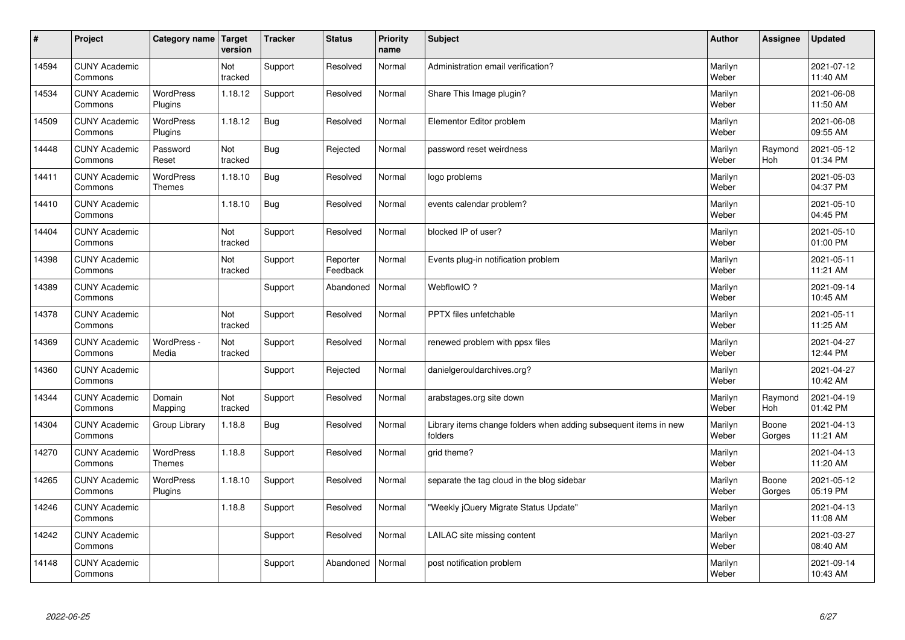| # | Project | Category name | Target version | Tracker | Status | Priority name | Subject | Author | Assignee | Updated |
|---|---|---|---|---|---|---|---|---|---|---|
| 14594 | CUNY Academic Commons | | Not tracked | Support | Resolved | Normal | Administration email verification? | Marilyn Weber | | 2021-07-12 11:40 AM |
| 14534 | CUNY Academic Commons | WordPress Plugins | 1.18.12 | Support | Resolved | Normal | Share This Image plugin? | Marilyn Weber | | 2021-06-08 11:50 AM |
| 14509 | CUNY Academic Commons | WordPress Plugins | 1.18.12 | Bug | Resolved | Normal | Elementor Editor problem | Marilyn Weber | | 2021-06-08 09:55 AM |
| 14448 | CUNY Academic Commons | Password Reset | Not tracked | Bug | Rejected | Normal | password reset weirdness | Marilyn Weber | Raymond Hoh | 2021-05-12 01:34 PM |
| 14411 | CUNY Academic Commons | WordPress Themes | 1.18.10 | Bug | Resolved | Normal | logo problems | Marilyn Weber | | 2021-05-03 04:37 PM |
| 14410 | CUNY Academic Commons | | 1.18.10 | Bug | Resolved | Normal | events calendar problem? | Marilyn Weber | | 2021-05-10 04:45 PM |
| 14404 | CUNY Academic Commons | | Not tracked | Support | Resolved | Normal | blocked IP of user? | Marilyn Weber | | 2021-05-10 01:00 PM |
| 14398 | CUNY Academic Commons | | Not tracked | Support | Reporter Feedback | Normal | Events plug-in notification problem | Marilyn Weber | | 2021-05-11 11:21 AM |
| 14389 | CUNY Academic Commons | | | Support | Abandoned | Normal | WebflowIO ? | Marilyn Weber | | 2021-09-14 10:45 AM |
| 14378 | CUNY Academic Commons | | Not tracked | Support | Resolved | Normal | PPTX files unfetchable | Marilyn Weber | | 2021-05-11 11:25 AM |
| 14369 | CUNY Academic Commons | WordPress - Media | Not tracked | Support | Resolved | Normal | renewed problem with ppsx files | Marilyn Weber | | 2021-04-27 12:44 PM |
| 14360 | CUNY Academic Commons | | | Support | Rejected | Normal | danielgerouldarchives.org? | Marilyn Weber | | 2021-04-27 10:42 AM |
| 14344 | CUNY Academic Commons | Domain Mapping | Not tracked | Support | Resolved | Normal | arabstages.org site down | Marilyn Weber | Raymond Hoh | 2021-04-19 01:42 PM |
| 14304 | CUNY Academic Commons | Group Library | 1.18.8 | Bug | Resolved | Normal | Library items change folders when adding subsequent items in new folders | Marilyn Weber | Boone Gorges | 2021-04-13 11:21 AM |
| 14270 | CUNY Academic Commons | WordPress Themes | 1.18.8 | Support | Resolved | Normal | grid theme? | Marilyn Weber | | 2021-04-13 11:20 AM |
| 14265 | CUNY Academic Commons | WordPress Plugins | 1.18.10 | Support | Resolved | Normal | separate the tag cloud in the blog sidebar | Marilyn Weber | Boone Gorges | 2021-05-12 05:19 PM |
| 14246 | CUNY Academic Commons | | 1.18.8 | Support | Resolved | Normal | "Weekly jQuery Migrate Status Update" | Marilyn Weber | | 2021-04-13 11:08 AM |
| 14242 | CUNY Academic Commons | | | Support | Resolved | Normal | LAILAC site missing content | Marilyn Weber | | 2021-03-27 08:40 AM |
| 14148 | CUNY Academic Commons | | | Support | Abandoned | Normal | post notification problem | Marilyn Weber | | 2021-09-14 10:43 AM |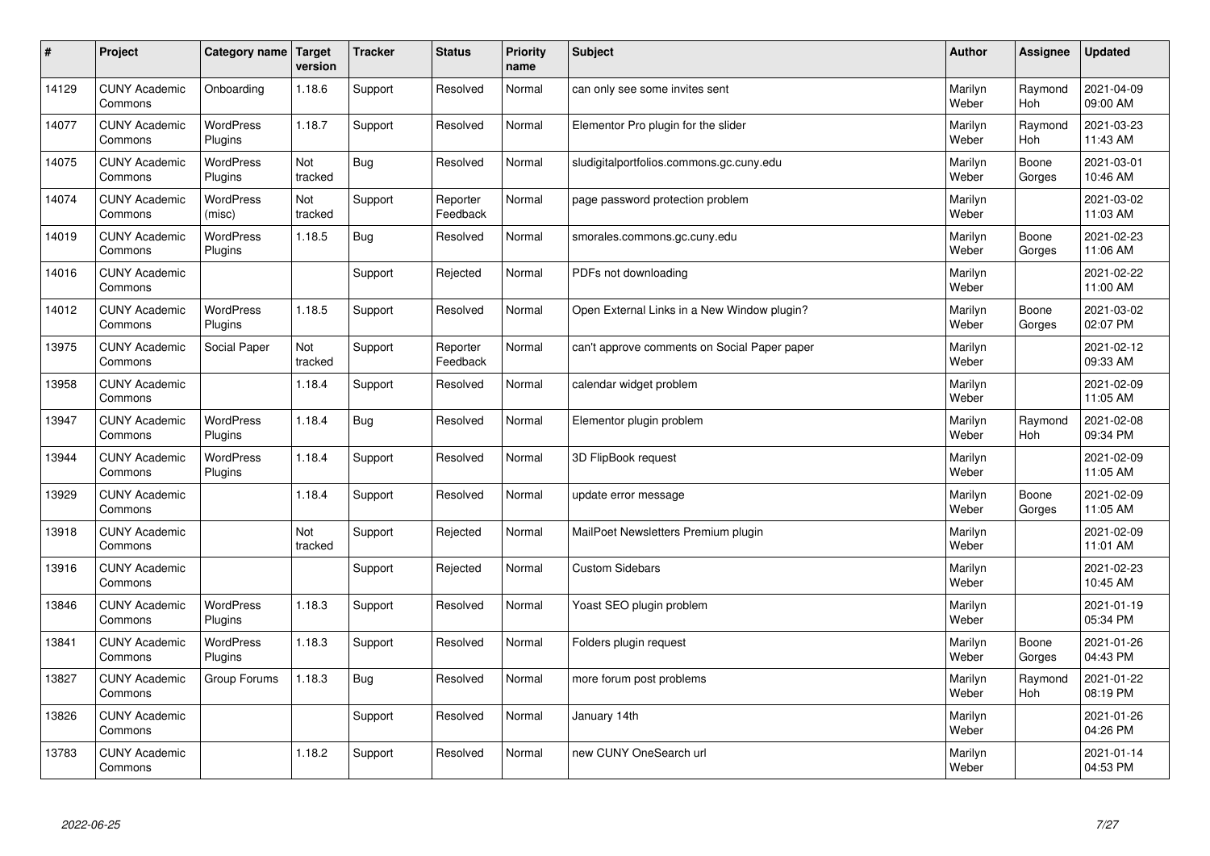| # | Project | Category name | Target version | Tracker | Status | Priority name | Subject | Author | Assignee | Updated |
|---|---|---|---|---|---|---|---|---|---|---|
| 14129 | CUNY Academic Commons | Onboarding | 1.18.6 | Support | Resolved | Normal | can only see some invites sent | Marilyn Weber | Raymond Hoh | 2021-04-09 09:00 AM |
| 14077 | CUNY Academic Commons | WordPress Plugins | 1.18.7 | Support | Resolved | Normal | Elementor Pro plugin for the slider | Marilyn Weber | Raymond Hoh | 2021-03-23 11:43 AM |
| 14075 | CUNY Academic Commons | WordPress Plugins | Not tracked | Bug | Resolved | Normal | sludigitalportfolios.commons.gc.cuny.edu | Marilyn Weber | Boone Gorges | 2021-03-01 10:46 AM |
| 14074 | CUNY Academic Commons | WordPress (misc) | Not tracked | Support | Reporter Feedback | Normal | page password protection problem | Marilyn Weber | | 2021-03-02 11:03 AM |
| 14019 | CUNY Academic Commons | WordPress Plugins | 1.18.5 | Bug | Resolved | Normal | smorales.commons.gc.cuny.edu | Marilyn Weber | Boone Gorges | 2021-02-23 11:06 AM |
| 14016 | CUNY Academic Commons | | | Support | Rejected | Normal | PDFs not downloading | Marilyn Weber | | 2021-02-22 11:00 AM |
| 14012 | CUNY Academic Commons | WordPress Plugins | 1.18.5 | Support | Resolved | Normal | Open External Links in a New Window plugin? | Marilyn Weber | Boone Gorges | 2021-03-02 02:07 PM |
| 13975 | CUNY Academic Commons | Social Paper | Not tracked | Support | Reporter Feedback | Normal | can't approve comments on Social Paper paper | Marilyn Weber | | 2021-02-12 09:33 AM |
| 13958 | CUNY Academic Commons | | 1.18.4 | Support | Resolved | Normal | calendar widget problem | Marilyn Weber | | 2021-02-09 11:05 AM |
| 13947 | CUNY Academic Commons | WordPress Plugins | 1.18.4 | Bug | Resolved | Normal | Elementor plugin problem | Marilyn Weber | Raymond Hoh | 2021-02-08 09:34 PM |
| 13944 | CUNY Academic Commons | WordPress Plugins | 1.18.4 | Support | Resolved | Normal | 3D FlipBook request | Marilyn Weber | | 2021-02-09 11:05 AM |
| 13929 | CUNY Academic Commons | | 1.18.4 | Support | Resolved | Normal | update error message | Marilyn Weber | Boone Gorges | 2021-02-09 11:05 AM |
| 13918 | CUNY Academic Commons | | Not tracked | Support | Rejected | Normal | MailPoet Newsletters Premium plugin | Marilyn Weber | | 2021-02-09 11:01 AM |
| 13916 | CUNY Academic Commons | | | Support | Rejected | Normal | Custom Sidebars | Marilyn Weber | | 2021-02-23 10:45 AM |
| 13846 | CUNY Academic Commons | WordPress Plugins | 1.18.3 | Support | Resolved | Normal | Yoast SEO plugin problem | Marilyn Weber | | 2021-01-19 05:34 PM |
| 13841 | CUNY Academic Commons | WordPress Plugins | 1.18.3 | Support | Resolved | Normal | Folders plugin request | Marilyn Weber | Boone Gorges | 2021-01-26 04:43 PM |
| 13827 | CUNY Academic Commons | Group Forums | 1.18.3 | Bug | Resolved | Normal | more forum post problems | Marilyn Weber | Raymond Hoh | 2021-01-22 08:19 PM |
| 13826 | CUNY Academic Commons | | | Support | Resolved | Normal | January 14th | Marilyn Weber | | 2021-01-26 04:26 PM |
| 13783 | CUNY Academic Commons | | 1.18.2 | Support | Resolved | Normal | new CUNY OneSearch url | Marilyn Weber | | 2021-01-14 04:53 PM |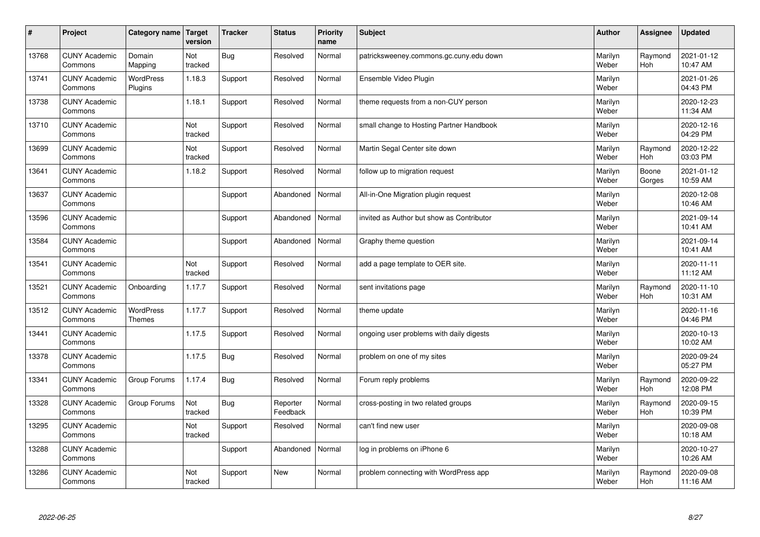| # | Project | Category name | Target version | Tracker | Status | Priority name | Subject | Author | Assignee | Updated |
|---|---|---|---|---|---|---|---|---|---|---|
| 13768 | CUNY Academic Commons | Domain Mapping | Not tracked | Bug | Resolved | Normal | patricksweeney.commons.gc.cuny.edu down | Marilyn Weber | Raymond Hoh | 2021-01-12 10:47 AM |
| 13741 | CUNY Academic Commons | WordPress Plugins | 1.18.3 | Support | Resolved | Normal | Ensemble Video Plugin | Marilyn Weber | | 2021-01-26 04:43 PM |
| 13738 | CUNY Academic Commons | | 1.18.1 | Support | Resolved | Normal | theme requests from a non-CUY person | Marilyn Weber | | 2020-12-23 11:34 AM |
| 13710 | CUNY Academic Commons | | Not tracked | Support | Resolved | Normal | small change to Hosting Partner Handbook | Marilyn Weber | | 2020-12-16 04:29 PM |
| 13699 | CUNY Academic Commons | | Not tracked | Support | Resolved | Normal | Martin Segal Center site down | Marilyn Weber | Raymond Hoh | 2020-12-22 03:03 PM |
| 13641 | CUNY Academic Commons | | 1.18.2 | Support | Resolved | Normal | follow up to migration request | Marilyn Weber | Boone Gorges | 2021-01-12 10:59 AM |
| 13637 | CUNY Academic Commons | | | Support | Abandoned | Normal | All-in-One Migration plugin request | Marilyn Weber | | 2020-12-08 10:46 AM |
| 13596 | CUNY Academic Commons | | | Support | Abandoned | Normal | invited as Author but show as Contributor | Marilyn Weber | | 2021-09-14 10:41 AM |
| 13584 | CUNY Academic Commons | | | Support | Abandoned | Normal | Graphy theme question | Marilyn Weber | | 2021-09-14 10:41 AM |
| 13541 | CUNY Academic Commons | | Not tracked | Support | Resolved | Normal | add a page template to OER site. | Marilyn Weber | | 2020-11-11 11:12 AM |
| 13521 | CUNY Academic Commons | Onboarding | 1.17.7 | Support | Resolved | Normal | sent invitations page | Marilyn Weber | Raymond Hoh | 2020-11-10 10:31 AM |
| 13512 | CUNY Academic Commons | WordPress Themes | 1.17.7 | Support | Resolved | Normal | theme update | Marilyn Weber | | 2020-11-16 04:46 PM |
| 13441 | CUNY Academic Commons | | 1.17.5 | Support | Resolved | Normal | ongoing user problems with daily digests | Marilyn Weber | | 2020-10-13 10:02 AM |
| 13378 | CUNY Academic Commons | | 1.17.5 | Bug | Resolved | Normal | problem on one of my sites | Marilyn Weber | | 2020-09-24 05:27 PM |
| 13341 | CUNY Academic Commons | Group Forums | 1.17.4 | Bug | Resolved | Normal | Forum reply problems | Marilyn Weber | Raymond Hoh | 2020-09-22 12:08 PM |
| 13328 | CUNY Academic Commons | Group Forums | Not tracked | Bug | Reporter Feedback | Normal | cross-posting in two related groups | Marilyn Weber | Raymond Hoh | 2020-09-15 10:39 PM |
| 13295 | CUNY Academic Commons | | Not tracked | Support | Resolved | Normal | can't find new user | Marilyn Weber | | 2020-09-08 10:18 AM |
| 13288 | CUNY Academic Commons | | | Support | Abandoned | Normal | log in problems on iPhone 6 | Marilyn Weber | | 2020-10-27 10:26 AM |
| 13286 | CUNY Academic Commons | | Not tracked | Support | New | Normal | problem connecting with WordPress app | Marilyn Weber | Raymond Hoh | 2020-09-08 11:16 AM |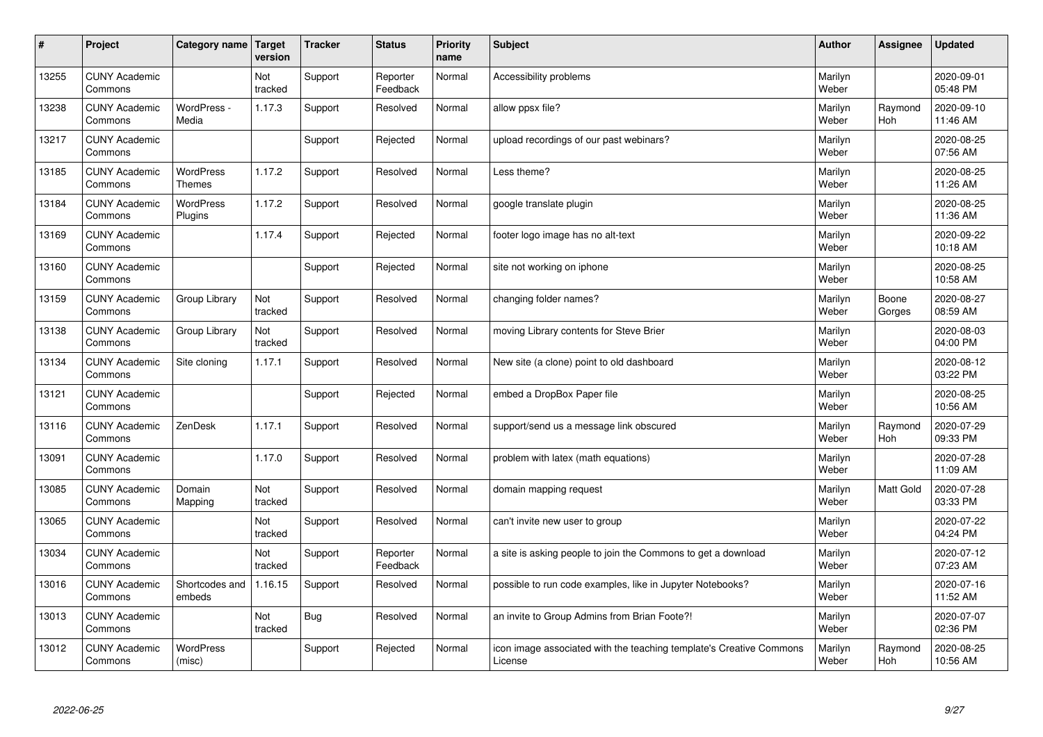| # | Project | Category name | Target version | Tracker | Status | Priority name | Subject | Author | Assignee | Updated |
|---|---|---|---|---|---|---|---|---|---|---|
| 13255 | CUNY Academic Commons | | Not tracked | Support | Reporter Feedback | Normal | Accessibility problems | Marilyn Weber | | 2020-09-01 05:48 PM |
| 13238 | CUNY Academic Commons | WordPress - Media | 1.17.3 | Support | Resolved | Normal | allow ppsx file? | Marilyn Weber | Raymond Hoh | 2020-09-10 11:46 AM |
| 13217 | CUNY Academic Commons | | | Support | Rejected | Normal | upload recordings of our past webinars? | Marilyn Weber | | 2020-08-25 07:56 AM |
| 13185 | CUNY Academic Commons | WordPress Themes | 1.17.2 | Support | Resolved | Normal | Less theme? | Marilyn Weber | | 2020-08-25 11:26 AM |
| 13184 | CUNY Academic Commons | WordPress Plugins | 1.17.2 | Support | Resolved | Normal | google translate plugin | Marilyn Weber | | 2020-08-25 11:36 AM |
| 13169 | CUNY Academic Commons | | 1.17.4 | Support | Rejected | Normal | footer logo image has no alt-text | Marilyn Weber | | 2020-09-22 10:18 AM |
| 13160 | CUNY Academic Commons | | | Support | Rejected | Normal | site not working on iphone | Marilyn Weber | | 2020-08-25 10:58 AM |
| 13159 | CUNY Academic Commons | Group Library | Not tracked | Support | Resolved | Normal | changing folder names? | Marilyn Weber | Boone Gorges | 2020-08-27 08:59 AM |
| 13138 | CUNY Academic Commons | Group Library | Not tracked | Support | Resolved | Normal | moving Library contents for Steve Brier | Marilyn Weber | | 2020-08-03 04:00 PM |
| 13134 | CUNY Academic Commons | Site cloning | 1.17.1 | Support | Resolved | Normal | New site (a clone) point to old dashboard | Marilyn Weber | | 2020-08-12 03:22 PM |
| 13121 | CUNY Academic Commons | | | Support | Rejected | Normal | embed a DropBox Paper file | Marilyn Weber | | 2020-08-25 10:56 AM |
| 13116 | CUNY Academic Commons | ZenDesk | 1.17.1 | Support | Resolved | Normal | support/send us a message link obscured | Marilyn Weber | Raymond Hoh | 2020-07-29 09:33 PM |
| 13091 | CUNY Academic Commons | | 1.17.0 | Support | Resolved | Normal | problem with latex (math equations) | Marilyn Weber | | 2020-07-28 11:09 AM |
| 13085 | CUNY Academic Commons | Domain Mapping | Not tracked | Support | Resolved | Normal | domain mapping request | Marilyn Weber | Matt Gold | 2020-07-28 03:33 PM |
| 13065 | CUNY Academic Commons | | Not tracked | Support | Resolved | Normal | can't invite new user to group | Marilyn Weber | | 2020-07-22 04:24 PM |
| 13034 | CUNY Academic Commons | | Not tracked | Support | Reporter Feedback | Normal | a site is asking people to join the Commons to get a download | Marilyn Weber | | 2020-07-12 07:23 AM |
| 13016 | CUNY Academic Commons | Shortcodes and embeds | 1.16.15 | Support | Resolved | Normal | possible to run code examples, like in Jupyter Notebooks? | Marilyn Weber | | 2020-07-16 11:52 AM |
| 13013 | CUNY Academic Commons | | Not tracked | Bug | Resolved | Normal | an invite to Group Admins from Brian Foote?! | Marilyn Weber | | 2020-07-07 02:36 PM |
| 13012 | CUNY Academic Commons | WordPress (misc) | | Support | Rejected | Normal | icon image associated with the teaching template's Creative Commons License | Marilyn Weber | Raymond Hoh | 2020-08-25 10:56 AM |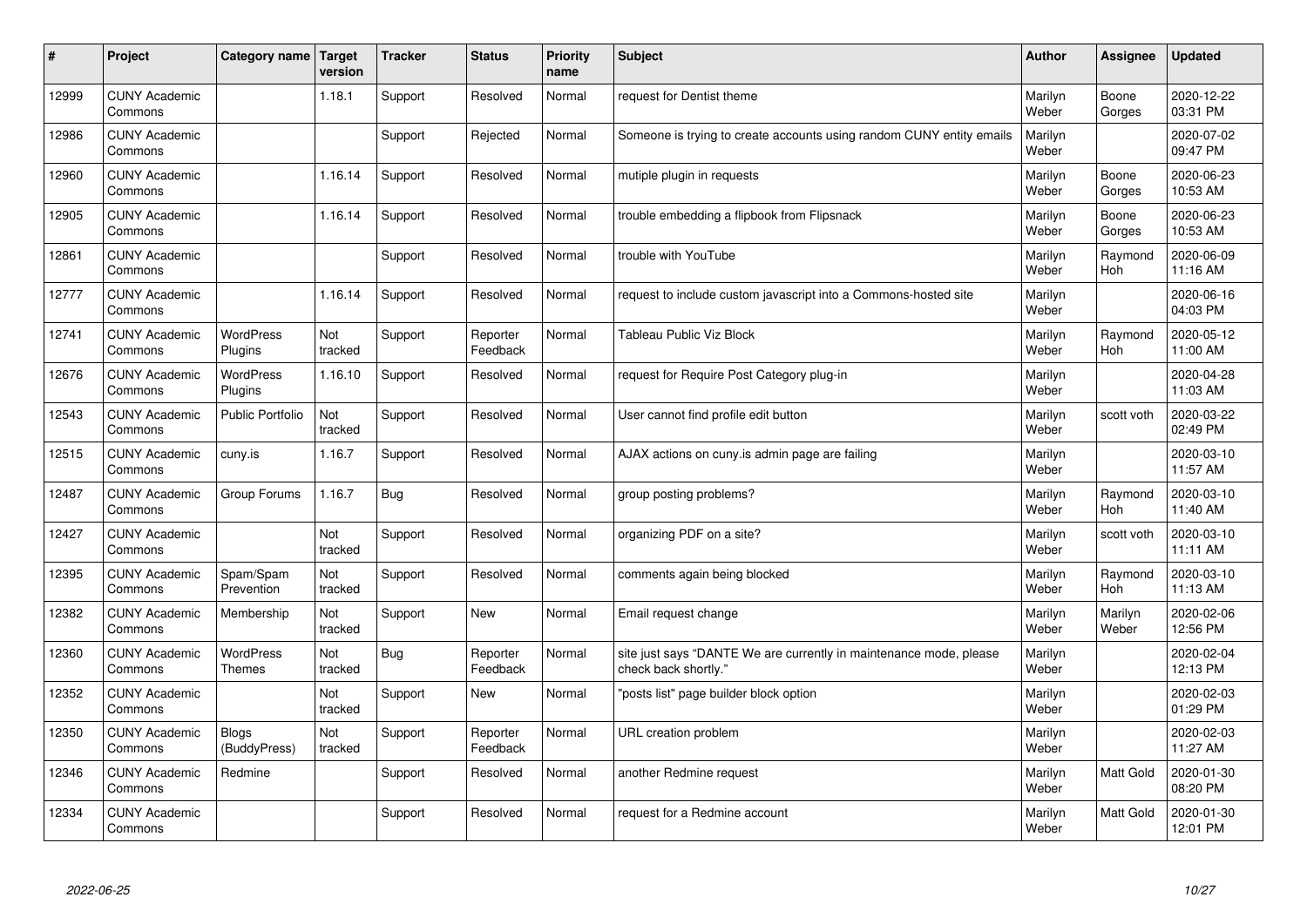| # | Project | Category name | Target version | Tracker | Status | Priority name | Subject | Author | Assignee | Updated |
|---|---|---|---|---|---|---|---|---|---|---|
| 12999 | CUNY Academic Commons | | 1.18.1 | Support | Resolved | Normal | request for Dentist theme | Marilyn Weber | Boone Gorges | 2020-12-22 03:31 PM |
| 12986 | CUNY Academic Commons | | | Support | Rejected | Normal | Someone is trying to create accounts using random CUNY entity emails | Marilyn Weber | | 2020-07-02 09:47 PM |
| 12960 | CUNY Academic Commons | | 1.16.14 | Support | Resolved | Normal | mutiple plugin in requests | Marilyn Weber | Boone Gorges | 2020-06-23 10:53 AM |
| 12905 | CUNY Academic Commons | | 1.16.14 | Support | Resolved | Normal | trouble embedding a flipbook from Flipsnack | Marilyn Weber | Boone Gorges | 2020-06-23 10:53 AM |
| 12861 | CUNY Academic Commons | | | Support | Resolved | Normal | trouble with YouTube | Marilyn Weber | Raymond Hoh | 2020-06-09 11:16 AM |
| 12777 | CUNY Academic Commons | | 1.16.14 | Support | Resolved | Normal | request to include custom javascript into a Commons-hosted site | Marilyn Weber | | 2020-06-16 04:03 PM |
| 12741 | CUNY Academic Commons | WordPress Plugins | Not tracked | Support | Reporter Feedback | Normal | Tableau Public Viz Block | Marilyn Weber | Raymond Hoh | 2020-05-12 11:00 AM |
| 12676 | CUNY Academic Commons | WordPress Plugins | 1.16.10 | Support | Resolved | Normal | request for Require Post Category plug-in | Marilyn Weber | | 2020-04-28 11:03 AM |
| 12543 | CUNY Academic Commons | Public Portfolio | Not tracked | Support | Resolved | Normal | User cannot find profile edit button | Marilyn Weber | scott voth | 2020-03-22 02:49 PM |
| 12515 | CUNY Academic Commons | cuny.is | 1.16.7 | Support | Resolved | Normal | AJAX actions on cuny.is admin page are failing | Marilyn Weber | | 2020-03-10 11:57 AM |
| 12487 | CUNY Academic Commons | Group Forums | 1.16.7 | Bug | Resolved | Normal | group posting problems? | Marilyn Weber | Raymond Hoh | 2020-03-10 11:40 AM |
| 12427 | CUNY Academic Commons | | Not tracked | Support | Resolved | Normal | organizing PDF on a site? | Marilyn Weber | scott voth | 2020-03-10 11:11 AM |
| 12395 | CUNY Academic Commons | Spam/Spam Prevention | Not tracked | Support | Resolved | Normal | comments again being blocked | Marilyn Weber | Raymond Hoh | 2020-03-10 11:13 AM |
| 12382 | CUNY Academic Commons | Membership | Not tracked | Support | New | Normal | Email request change | Marilyn Weber | Marilyn Weber | 2020-02-06 12:56 PM |
| 12360 | CUNY Academic Commons | WordPress Themes | Not tracked | Bug | Reporter Feedback | Normal | site just says "DANTE We are currently in maintenance mode, please check back shortly." | Marilyn Weber | | 2020-02-04 12:13 PM |
| 12352 | CUNY Academic Commons | | Not tracked | Support | New | Normal | "posts list" page builder block option | Marilyn Weber | | 2020-02-03 01:29 PM |
| 12350 | CUNY Academic Commons | Blogs (BuddyPress) | Not tracked | Support | Reporter Feedback | Normal | URL creation problem | Marilyn Weber | | 2020-02-03 11:27 AM |
| 12346 | CUNY Academic Commons | Redmine | | Support | Resolved | Normal | another Redmine request | Marilyn Weber | Matt Gold | 2020-01-30 08:20 PM |
| 12334 | CUNY Academic Commons | | | Support | Resolved | Normal | request for a Redmine account | Marilyn Weber | Matt Gold | 2020-01-30 12:01 PM |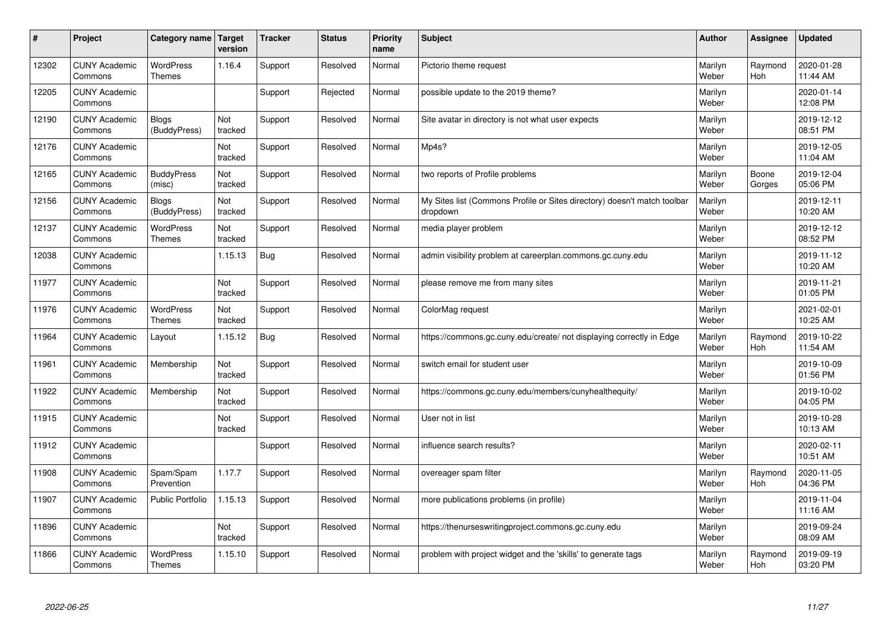| # | Project | Category name | Target version | Tracker | Status | Priority name | Subject | Author | Assignee | Updated |
|---|---|---|---|---|---|---|---|---|---|---|
| 12302 | CUNY Academic Commons | WordPress Themes | 1.16.4 | Support | Resolved | Normal | Pictorio theme request | Marilyn Weber | Raymond Hoh | 2020-01-28 11:44 AM |
| 12205 | CUNY Academic Commons | | | Support | Rejected | Normal | possible update to the 2019 theme? | Marilyn Weber | | 2020-01-14 12:08 PM |
| 12190 | CUNY Academic Commons | Blogs (BuddyPress) | Not tracked | Support | Resolved | Normal | Site avatar in directory is not what user expects | Marilyn Weber | | 2019-12-12 08:51 PM |
| 12176 | CUNY Academic Commons | | Not tracked | Support | Resolved | Normal | Mp4s? | Marilyn Weber | | 2019-12-05 11:04 AM |
| 12165 | CUNY Academic Commons | BuddyPress (misc) | Not tracked | Support | Resolved | Normal | two reports of Profile problems | Marilyn Weber | Boone Gorges | 2019-12-04 05:06 PM |
| 12156 | CUNY Academic Commons | Blogs (BuddyPress) | Not tracked | Support | Resolved | Normal | My Sites list (Commons Profile or Sites directory) doesn't match toolbar dropdown | Marilyn Weber | | 2019-12-11 10:20 AM |
| 12137 | CUNY Academic Commons | WordPress Themes | Not tracked | Support | Resolved | Normal | media player problem | Marilyn Weber | | 2019-12-12 08:52 PM |
| 12038 | CUNY Academic Commons | | 1.15.13 | Bug | Resolved | Normal | admin visibility problem at careerplan.commons.gc.cuny.edu | Marilyn Weber | | 2019-11-12 10:20 AM |
| 11977 | CUNY Academic Commons | | Not tracked | Support | Resolved | Normal | please remove me from many sites | Marilyn Weber | | 2019-11-21 01:05 PM |
| 11976 | CUNY Academic Commons | WordPress Themes | Not tracked | Support | Resolved | Normal | ColorMag request | Marilyn Weber | | 2021-02-01 10:25 AM |
| 11964 | CUNY Academic Commons | Layout | 1.15.12 | Bug | Resolved | Normal | https://commons.gc.cuny.edu/create/ not displaying correctly in Edge | Marilyn Weber | Raymond Hoh | 2019-10-22 11:54 AM |
| 11961 | CUNY Academic Commons | Membership | Not tracked | Support | Resolved | Normal | switch email for student user | Marilyn Weber | | 2019-10-09 01:56 PM |
| 11922 | CUNY Academic Commons | Membership | Not tracked | Support | Resolved | Normal | https://commons.gc.cuny.edu/members/cunyhealthequity/ | Marilyn Weber | | 2019-10-02 04:05 PM |
| 11915 | CUNY Academic Commons | | Not tracked | Support | Resolved | Normal | User not in list | Marilyn Weber | | 2019-10-28 10:13 AM |
| 11912 | CUNY Academic Commons | | | Support | Resolved | Normal | influence search results? | Marilyn Weber | | 2020-02-11 10:51 AM |
| 11908 | CUNY Academic Commons | Spam/Spam Prevention | 1.17.7 | Support | Resolved | Normal | overeager spam filter | Marilyn Weber | Raymond Hoh | 2020-11-05 04:36 PM |
| 11907 | CUNY Academic Commons | Public Portfolio | 1.15.13 | Support | Resolved | Normal | more publications problems (in profile) | Marilyn Weber | | 2019-11-04 11:16 AM |
| 11896 | CUNY Academic Commons | | Not tracked | Support | Resolved | Normal | https://thenurseswritingproject.commons.gc.cuny.edu | Marilyn Weber | | 2019-09-24 08:09 AM |
| 11866 | CUNY Academic Commons | WordPress Themes | 1.15.10 | Support | Resolved | Normal | problem with project widget and the 'skills' to generate tags | Marilyn Weber | Raymond Hoh | 2019-09-19 03:20 PM |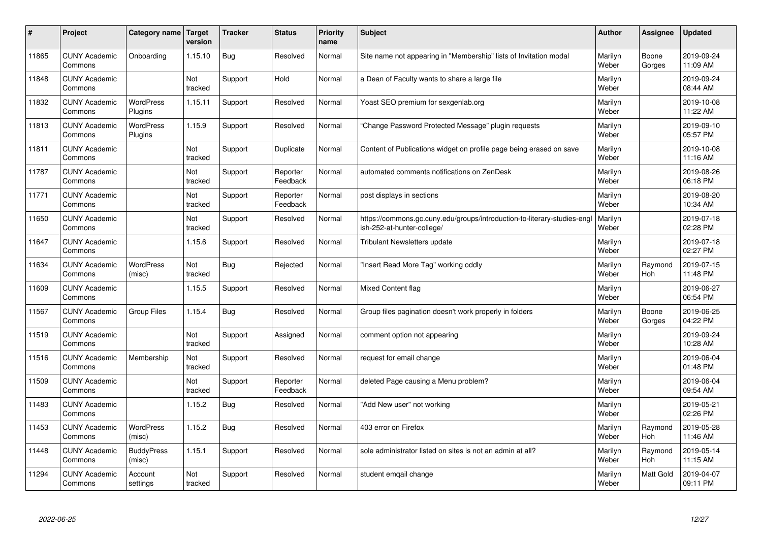| # | Project | Category name | Target version | Tracker | Status | Priority name | Subject | Author | Assignee | Updated |
|---|---|---|---|---|---|---|---|---|---|---|
| 11865 | CUNY Academic Commons | Onboarding | 1.15.10 | Bug | Resolved | Normal | Site name not appearing in "Membership" lists of Invitation modal | Marilyn Weber | Boone Gorges | 2019-09-24 11:09 AM |
| 11848 | CUNY Academic Commons | | Not tracked | Support | Hold | Normal | a Dean of Faculty wants to share a large file | Marilyn Weber | | 2019-09-24 08:44 AM |
| 11832 | CUNY Academic Commons | WordPress Plugins | 1.15.11 | Support | Resolved | Normal | Yoast SEO premium for sexgenlab.org | Marilyn Weber | | 2019-10-08 11:22 AM |
| 11813 | CUNY Academic Commons | WordPress Plugins | 1.15.9 | Support | Resolved | Normal | "Change Password Protected Message" plugin requests | Marilyn Weber | | 2019-09-10 05:57 PM |
| 11811 | CUNY Academic Commons | | Not tracked | Support | Duplicate | Normal | Content of Publications widget on profile page being erased on save | Marilyn Weber | | 2019-10-08 11:16 AM |
| 11787 | CUNY Academic Commons | | Not tracked | Support | Reporter Feedback | Normal | automated comments notifications on ZenDesk | Marilyn Weber | | 2019-08-26 06:18 PM |
| 11771 | CUNY Academic Commons | | Not tracked | Support | Reporter Feedback | Normal | post displays in sections | Marilyn Weber | | 2019-08-20 10:34 AM |
| 11650 | CUNY Academic Commons | | Not tracked | Support | Resolved | Normal | https://commons.gc.cuny.edu/groups/introduction-to-literary-studies-english-252-at-hunter-college/ | Marilyn Weber | | 2019-07-18 02:28 PM |
| 11647 | CUNY Academic Commons | | 1.15.6 | Support | Resolved | Normal | Tribulant Newsletters update | Marilyn Weber | | 2019-07-18 02:27 PM |
| 11634 | CUNY Academic Commons | WordPress (misc) | Not tracked | Bug | Rejected | Normal | "Insert Read More Tag" working oddly | Marilyn Weber | Raymond Hoh | 2019-07-15 11:48 PM |
| 11609 | CUNY Academic Commons | | 1.15.5 | Support | Resolved | Normal | Mixed Content flag | Marilyn Weber | | 2019-06-27 06:54 PM |
| 11567 | CUNY Academic Commons | Group Files | 1.15.4 | Bug | Resolved | Normal | Group files pagination doesn't work properly in folders | Marilyn Weber | Boone Gorges | 2019-06-25 04:22 PM |
| 11519 | CUNY Academic Commons | | Not tracked | Support | Assigned | Normal | comment option not appearing | Marilyn Weber | | 2019-09-24 10:28 AM |
| 11516 | CUNY Academic Commons | Membership | Not tracked | Support | Resolved | Normal | request for email change | Marilyn Weber | | 2019-06-04 01:48 PM |
| 11509 | CUNY Academic Commons | | Not tracked | Support | Reporter Feedback | Normal | deleted Page causing a Menu problem? | Marilyn Weber | | 2019-06-04 09:54 AM |
| 11483 | CUNY Academic Commons | | 1.15.2 | Bug | Resolved | Normal | "Add New user" not working | Marilyn Weber | | 2019-05-21 02:26 PM |
| 11453 | CUNY Academic Commons | WordPress (misc) | 1.15.2 | Bug | Resolved | Normal | 403 error on Firefox | Marilyn Weber | Raymond Hoh | 2019-05-28 11:46 AM |
| 11448 | CUNY Academic Commons | BuddyPress (misc) | 1.15.1 | Support | Resolved | Normal | sole administrator listed on sites is not an admin at all? | Marilyn Weber | Raymond Hoh | 2019-05-14 11:15 AM |
| 11294 | CUNY Academic Commons | Account settings | Not tracked | Support | Resolved | Normal | student emqail change | Marilyn Weber | Matt Gold | 2019-04-07 09:11 PM |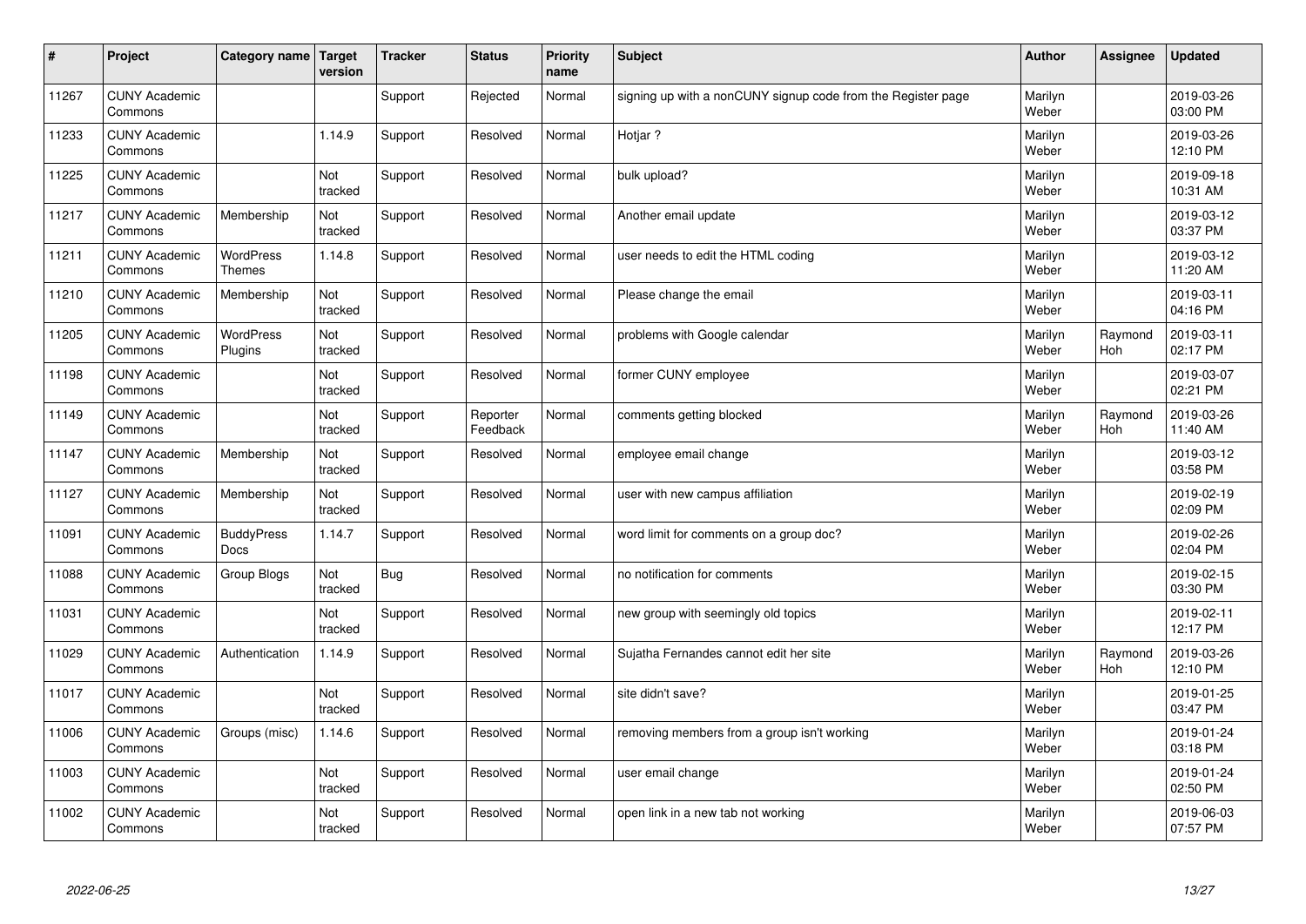| # | Project | Category name | Target version | Tracker | Status | Priority name | Subject | Author | Assignee | Updated |
|---|---|---|---|---|---|---|---|---|---|---|
| 11267 | CUNY Academic Commons | | | Support | Rejected | Normal | signing up with a nonCUNY signup code from the Register page | Marilyn Weber | | 2019-03-26 03:00 PM |
| 11233 | CUNY Academic Commons | | 1.14.9 | Support | Resolved | Normal | Hotjar ? | Marilyn Weber | | 2019-03-26 12:10 PM |
| 11225 | CUNY Academic Commons | | Not tracked | Support | Resolved | Normal | bulk upload? | Marilyn Weber | | 2019-09-18 10:31 AM |
| 11217 | CUNY Academic Commons | Membership | Not tracked | Support | Resolved | Normal | Another email update | Marilyn Weber | | 2019-03-12 03:37 PM |
| 11211 | CUNY Academic Commons | WordPress Themes | 1.14.8 | Support | Resolved | Normal | user needs to edit the HTML coding | Marilyn Weber | | 2019-03-12 11:20 AM |
| 11210 | CUNY Academic Commons | Membership | Not tracked | Support | Resolved | Normal | Please change the email | Marilyn Weber | | 2019-03-11 04:16 PM |
| 11205 | CUNY Academic Commons | WordPress Plugins | Not tracked | Support | Resolved | Normal | problems with Google calendar | Marilyn Weber | Raymond Hoh | 2019-03-11 02:17 PM |
| 11198 | CUNY Academic Commons | | Not tracked | Support | Resolved | Normal | former CUNY employee | Marilyn Weber | | 2019-03-07 02:21 PM |
| 11149 | CUNY Academic Commons | | Not tracked | Support | Reporter Feedback | Normal | comments getting blocked | Marilyn Weber | Raymond Hoh | 2019-03-26 11:40 AM |
| 11147 | CUNY Academic Commons | Membership | Not tracked | Support | Resolved | Normal | employee email change | Marilyn Weber | | 2019-03-12 03:58 PM |
| 11127 | CUNY Academic Commons | Membership | Not tracked | Support | Resolved | Normal | user with new campus affiliation | Marilyn Weber | | 2019-02-19 02:09 PM |
| 11091 | CUNY Academic Commons | BuddyPress Docs | 1.14.7 | Support | Resolved | Normal | word limit for comments on a group doc? | Marilyn Weber | | 2019-02-26 02:04 PM |
| 11088 | CUNY Academic Commons | Group Blogs | Not tracked | Bug | Resolved | Normal | no notification for comments | Marilyn Weber | | 2019-02-15 03:30 PM |
| 11031 | CUNY Academic Commons | | Not tracked | Support | Resolved | Normal | new group with seemingly old topics | Marilyn Weber | | 2019-02-11 12:17 PM |
| 11029 | CUNY Academic Commons | Authentication | 1.14.9 | Support | Resolved | Normal | Sujatha Fernandes cannot edit her site | Marilyn Weber | Raymond Hoh | 2019-03-26 12:10 PM |
| 11017 | CUNY Academic Commons | | Not tracked | Support | Resolved | Normal | site didn't save? | Marilyn Weber | | 2019-01-25 03:47 PM |
| 11006 | CUNY Academic Commons | Groups (misc) | 1.14.6 | Support | Resolved | Normal | removing members from a group isn't working | Marilyn Weber | | 2019-01-24 03:18 PM |
| 11003 | CUNY Academic Commons | | Not tracked | Support | Resolved | Normal | user email change | Marilyn Weber | | 2019-01-24 02:50 PM |
| 11002 | CUNY Academic Commons | | Not tracked | Support | Resolved | Normal | open link in a new tab not working | Marilyn Weber | | 2019-06-03 07:57 PM |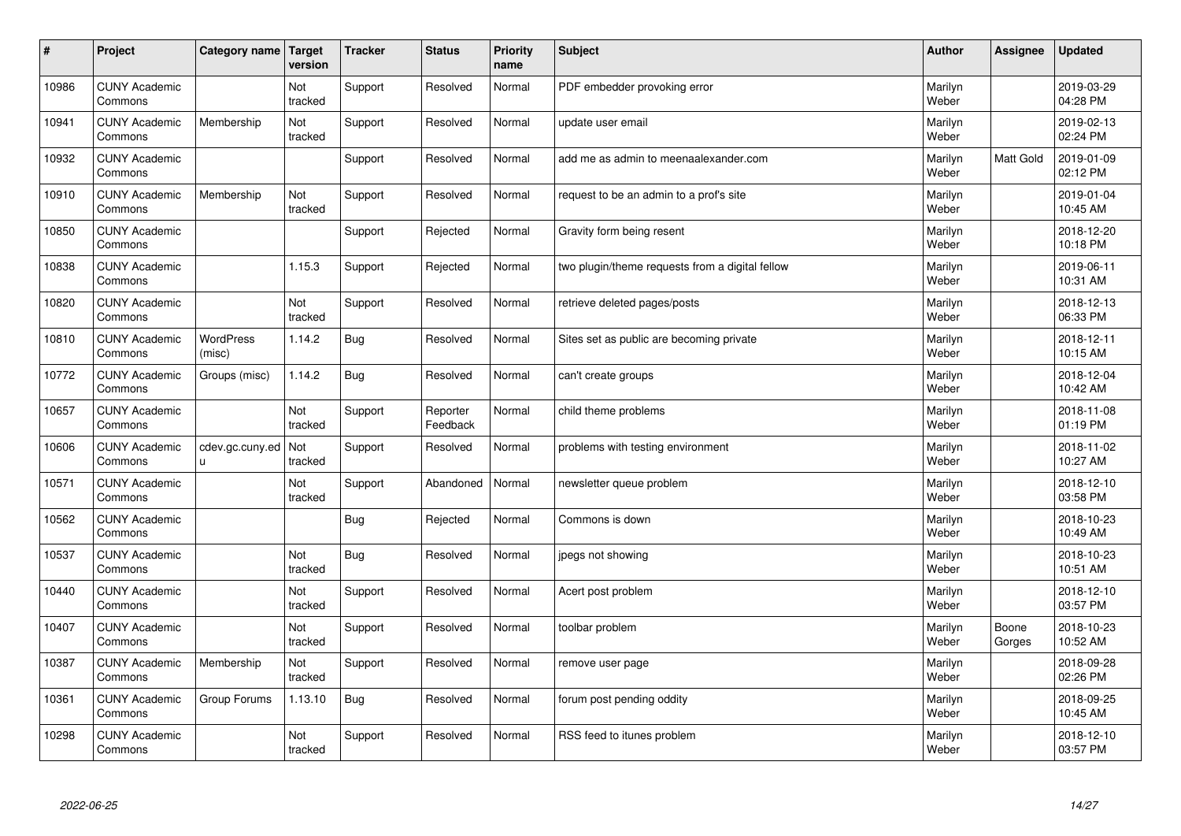| # | Project | Category name | Target version | Tracker | Status | Priority name | Subject | Author | Assignee | Updated |
|---|---|---|---|---|---|---|---|---|---|---|
| 10986 | CUNY Academic Commons | | Not tracked | Support | Resolved | Normal | PDF embedder provoking error | Marilyn Weber | | 2019-03-29 04:28 PM |
| 10941 | CUNY Academic Commons | Membership | Not tracked | Support | Resolved | Normal | update user email | Marilyn Weber | | 2019-02-13 02:24 PM |
| 10932 | CUNY Academic Commons | | | Support | Resolved | Normal | add me as admin to meenaalexander.com | Marilyn Weber | Matt Gold | 2019-01-09 02:12 PM |
| 10910 | CUNY Academic Commons | Membership | Not tracked | Support | Resolved | Normal | request to be an admin to a prof's site | Marilyn Weber | | 2019-01-04 10:45 AM |
| 10850 | CUNY Academic Commons | | | Support | Rejected | Normal | Gravity form being resent | Marilyn Weber | | 2018-12-20 10:18 PM |
| 10838 | CUNY Academic Commons | | 1.15.3 | Support | Rejected | Normal | two plugin/theme requests from a digital fellow | Marilyn Weber | | 2019-06-11 10:31 AM |
| 10820 | CUNY Academic Commons | | Not tracked | Support | Resolved | Normal | retrieve deleted pages/posts | Marilyn Weber | | 2018-12-13 06:33 PM |
| 10810 | CUNY Academic Commons | WordPress (misc) | 1.14.2 | Bug | Resolved | Normal | Sites set as public are becoming private | Marilyn Weber | | 2018-12-11 10:15 AM |
| 10772 | CUNY Academic Commons | Groups (misc) | 1.14.2 | Bug | Resolved | Normal | can't create groups | Marilyn Weber | | 2018-12-04 10:42 AM |
| 10657 | CUNY Academic Commons | | Not tracked | Support | Reporter Feedback | Normal | child theme problems | Marilyn Weber | | 2018-11-08 01:19 PM |
| 10606 | CUNY Academic Commons | cdev.gc.cuny.edu | Not tracked | Support | Resolved | Normal | problems with testing environment | Marilyn Weber | | 2018-11-02 10:27 AM |
| 10571 | CUNY Academic Commons | | Not tracked | Support | Abandoned | Normal | newsletter queue problem | Marilyn Weber | | 2018-12-10 03:58 PM |
| 10562 | CUNY Academic Commons | | | Bug | Rejected | Normal | Commons is down | Marilyn Weber | | 2018-10-23 10:49 AM |
| 10537 | CUNY Academic Commons | | Not tracked | Bug | Resolved | Normal | jpegs not showing | Marilyn Weber | | 2018-10-23 10:51 AM |
| 10440 | CUNY Academic Commons | | Not tracked | Support | Resolved | Normal | Acert post problem | Marilyn Weber | | 2018-12-10 03:57 PM |
| 10407 | CUNY Academic Commons | | Not tracked | Support | Resolved | Normal | toolbar problem | Marilyn Weber | Boone Gorges | 2018-10-23 10:52 AM |
| 10387 | CUNY Academic Commons | Membership | Not tracked | Support | Resolved | Normal | remove user page | Marilyn Weber | | 2018-09-28 02:26 PM |
| 10361 | CUNY Academic Commons | Group Forums | 1.13.10 | Bug | Resolved | Normal | forum post pending oddity | Marilyn Weber | | 2018-09-25 10:45 AM |
| 10298 | CUNY Academic Commons | | Not tracked | Support | Resolved | Normal | RSS feed to itunes problem | Marilyn Weber | | 2018-12-10 03:57 PM |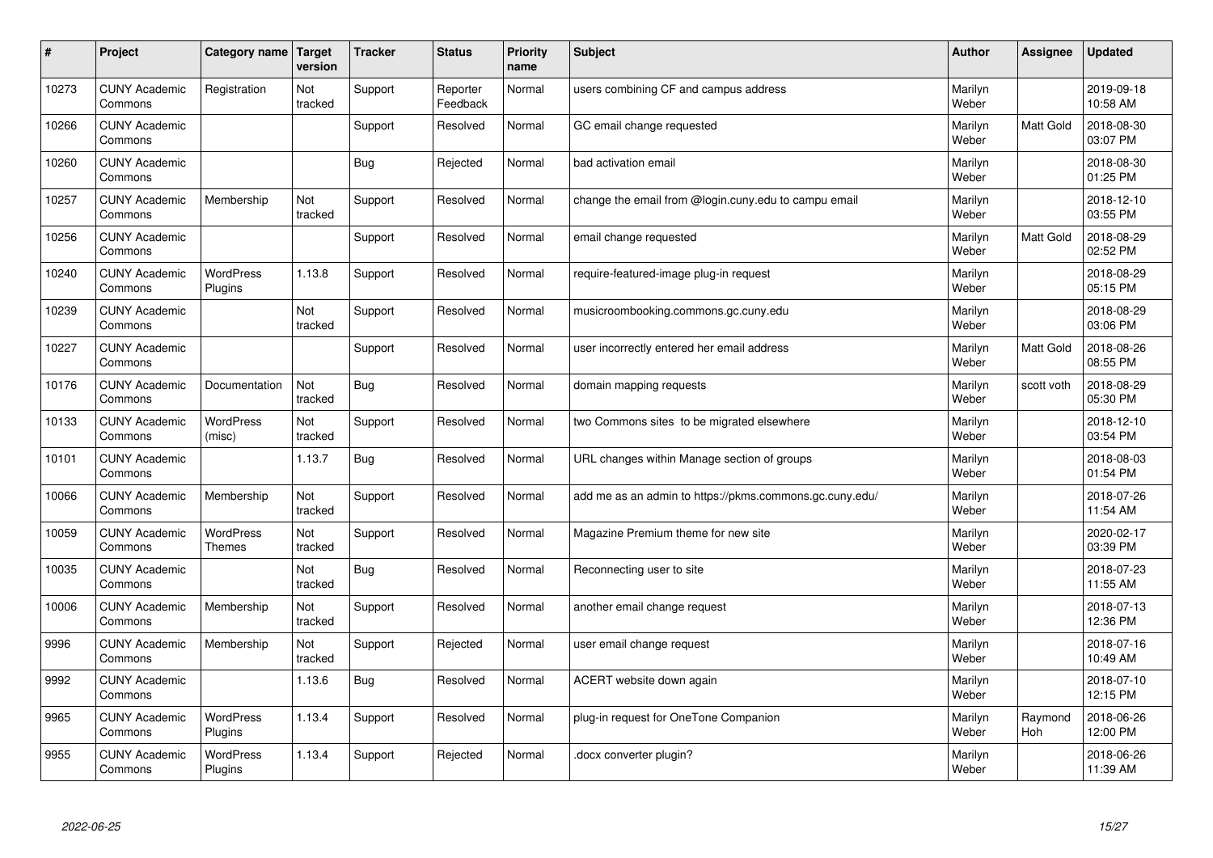| # | Project | Category name | Target version | Tracker | Status | Priority name | Subject | Author | Assignee | Updated |
|---|---|---|---|---|---|---|---|---|---|---|
| 10273 | CUNY Academic Commons | Registration | Not tracked | Support | Reporter Feedback | Normal | users combining CF and campus address | Marilyn Weber | | 2019-09-18 10:58 AM |
| 10266 | CUNY Academic Commons | | | Support | Resolved | Normal | GC email change requested | Marilyn Weber | Matt Gold | 2018-08-30 03:07 PM |
| 10260 | CUNY Academic Commons | | | Bug | Rejected | Normal | bad activation email | Marilyn Weber | | 2018-08-30 01:25 PM |
| 10257 | CUNY Academic Commons | Membership | Not tracked | Support | Resolved | Normal | change the email from @login.cuny.edu to campu email | Marilyn Weber | | 2018-12-10 03:55 PM |
| 10256 | CUNY Academic Commons | | | Support | Resolved | Normal | email change requested | Marilyn Weber | Matt Gold | 2018-08-29 02:52 PM |
| 10240 | CUNY Academic Commons | WordPress Plugins | 1.13.8 | Support | Resolved | Normal | require-featured-image plug-in request | Marilyn Weber | | 2018-08-29 05:15 PM |
| 10239 | CUNY Academic Commons | | Not tracked | Support | Resolved | Normal | musicroombooking.commons.gc.cuny.edu | Marilyn Weber | | 2018-08-29 03:06 PM |
| 10227 | CUNY Academic Commons | | | Support | Resolved | Normal | user incorrectly entered her email address | Marilyn Weber | Matt Gold | 2018-08-26 08:55 PM |
| 10176 | CUNY Academic Commons | Documentation | Not tracked | Bug | Resolved | Normal | domain mapping requests | Marilyn Weber | scott voth | 2018-08-29 05:30 PM |
| 10133 | CUNY Academic Commons | WordPress (misc) | Not tracked | Support | Resolved | Normal | two Commons sites to be migrated elsewhere | Marilyn Weber | | 2018-12-10 03:54 PM |
| 10101 | CUNY Academic Commons | | 1.13.7 | Bug | Resolved | Normal | URL changes within Manage section of groups | Marilyn Weber | | 2018-08-03 01:54 PM |
| 10066 | CUNY Academic Commons | Membership | Not tracked | Support | Resolved | Normal | add me as an admin to https://pkms.commons.gc.cuny.edu/ | Marilyn Weber | | 2018-07-26 11:54 AM |
| 10059 | CUNY Academic Commons | WordPress Themes | Not tracked | Support | Resolved | Normal | Magazine Premium theme for new site | Marilyn Weber | | 2020-02-17 03:39 PM |
| 10035 | CUNY Academic Commons | | Not tracked | Bug | Resolved | Normal | Reconnecting user to site | Marilyn Weber | | 2018-07-23 11:55 AM |
| 10006 | CUNY Academic Commons | Membership | Not tracked | Support | Resolved | Normal | another email change request | Marilyn Weber | | 2018-07-13 12:36 PM |
| 9996 | CUNY Academic Commons | Membership | Not tracked | Support | Rejected | Normal | user email change request | Marilyn Weber | | 2018-07-16 10:49 AM |
| 9992 | CUNY Academic Commons | | 1.13.6 | Bug | Resolved | Normal | ACERT website down again | Marilyn Weber | | 2018-07-10 12:15 PM |
| 9965 | CUNY Academic Commons | WordPress Plugins | 1.13.4 | Support | Resolved | Normal | plug-in request for OneTone Companion | Marilyn Weber | Raymond Hoh | 2018-06-26 12:00 PM |
| 9955 | CUNY Academic Commons | WordPress Plugins | 1.13.4 | Support | Rejected | Normal | .docx converter plugin? | Marilyn Weber | | 2018-06-26 11:39 AM |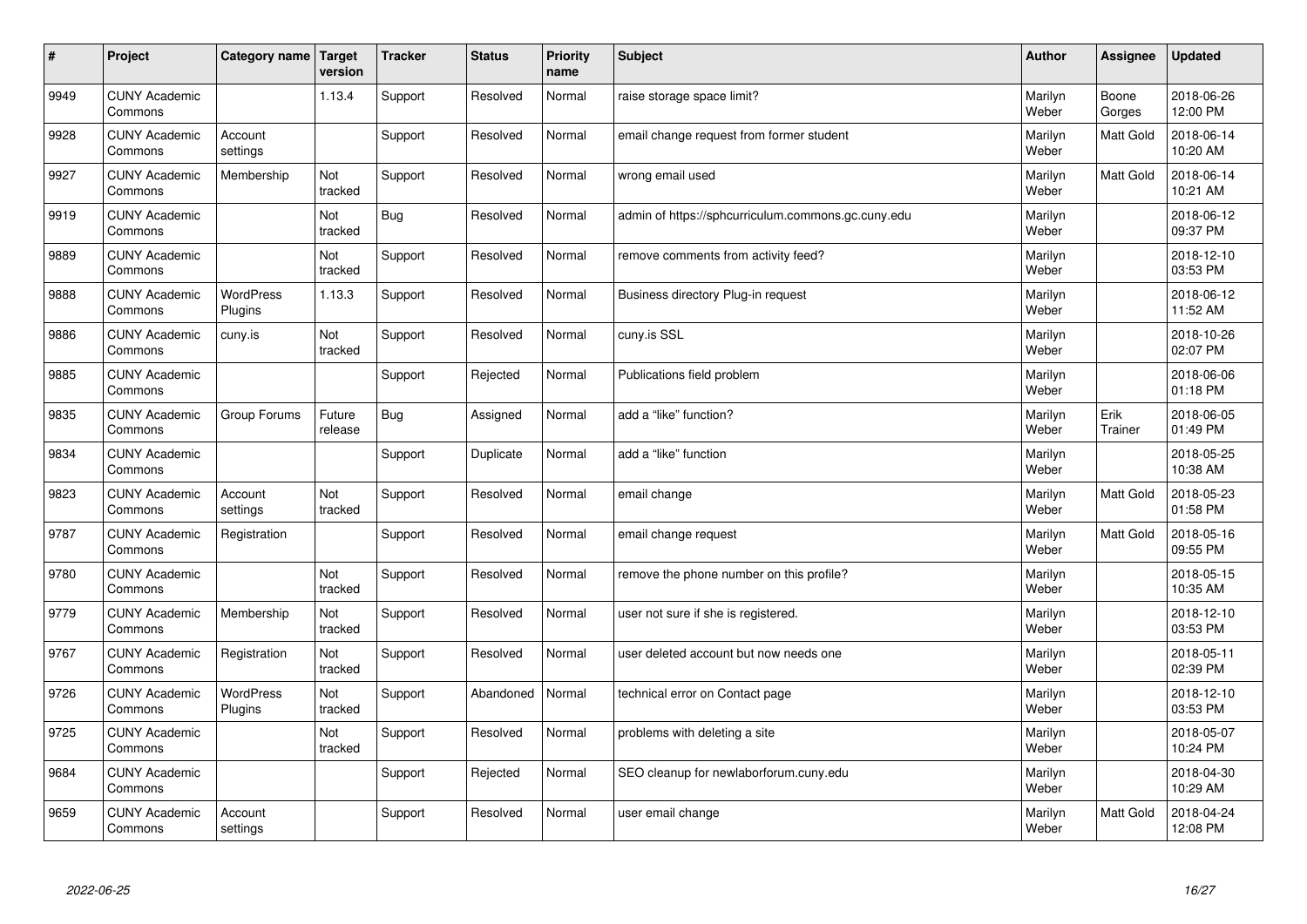| # | Project | Category name | Target version | Tracker | Status | Priority name | Subject | Author | Assignee | Updated |
|---|---|---|---|---|---|---|---|---|---|---|
| 9949 | CUNY Academic Commons | | 1.13.4 | Support | Resolved | Normal | raise storage space limit? | Marilyn Weber | Boone Gorges | 2018-06-26 12:00 PM |
| 9928 | CUNY Academic Commons | Account settings | | Support | Resolved | Normal | email change request from former student | Marilyn Weber | Matt Gold | 2018-06-14 10:20 AM |
| 9927 | CUNY Academic Commons | Membership | Not tracked | Support | Resolved | Normal | wrong email used | Marilyn Weber | Matt Gold | 2018-06-14 10:21 AM |
| 9919 | CUNY Academic Commons | | Not tracked | Bug | Resolved | Normal | admin of https://sphcurriculum.commons.gc.cuny.edu | Marilyn Weber | | 2018-06-12 09:37 PM |
| 9889 | CUNY Academic Commons | | Not tracked | Support | Resolved | Normal | remove comments from activity feed? | Marilyn Weber | | 2018-12-10 03:53 PM |
| 9888 | CUNY Academic Commons | WordPress Plugins | 1.13.3 | Support | Resolved | Normal | Business directory Plug-in request | Marilyn Weber | | 2018-06-12 11:52 AM |
| 9886 | CUNY Academic Commons | cuny.is | Not tracked | Support | Resolved | Normal | cuny.is SSL | Marilyn Weber | | 2018-10-26 02:07 PM |
| 9885 | CUNY Academic Commons | | | Support | Rejected | Normal | Publications field problem | Marilyn Weber | | 2018-06-06 01:18 PM |
| 9835 | CUNY Academic Commons | Group Forums | Future release | Bug | Assigned | Normal | add a "like" function? | Marilyn Weber | Erik Trainer | 2018-06-05 01:49 PM |
| 9834 | CUNY Academic Commons | | | Support | Duplicate | Normal | add a "like" function | Marilyn Weber | | 2018-05-25 10:38 AM |
| 9823 | CUNY Academic Commons | Account settings | Not tracked | Support | Resolved | Normal | email change | Marilyn Weber | Matt Gold | 2018-05-23 01:58 PM |
| 9787 | CUNY Academic Commons | Registration | | Support | Resolved | Normal | email change request | Marilyn Weber | Matt Gold | 2018-05-16 09:55 PM |
| 9780 | CUNY Academic Commons | | Not tracked | Support | Resolved | Normal | remove the phone number on this profile? | Marilyn Weber | | 2018-05-15 10:35 AM |
| 9779 | CUNY Academic Commons | Membership | Not tracked | Support | Resolved | Normal | user not sure if she is registered. | Marilyn Weber | | 2018-12-10 03:53 PM |
| 9767 | CUNY Academic Commons | Registration | Not tracked | Support | Resolved | Normal | user deleted account but now needs one | Marilyn Weber | | 2018-05-11 02:39 PM |
| 9726 | CUNY Academic Commons | WordPress Plugins | Not tracked | Support | Abandoned | Normal | technical error on Contact page | Marilyn Weber | | 2018-12-10 03:53 PM |
| 9725 | CUNY Academic Commons | | Not tracked | Support | Resolved | Normal | problems with deleting a site | Marilyn Weber | | 2018-05-07 10:24 PM |
| 9684 | CUNY Academic Commons | | | Support | Rejected | Normal | SEO cleanup for newlaborforum.cuny.edu | Marilyn Weber | | 2018-04-30 10:29 AM |
| 9659 | CUNY Academic Commons | Account settings | | Support | Resolved | Normal | user email change | Marilyn Weber | Matt Gold | 2018-04-24 12:08 PM |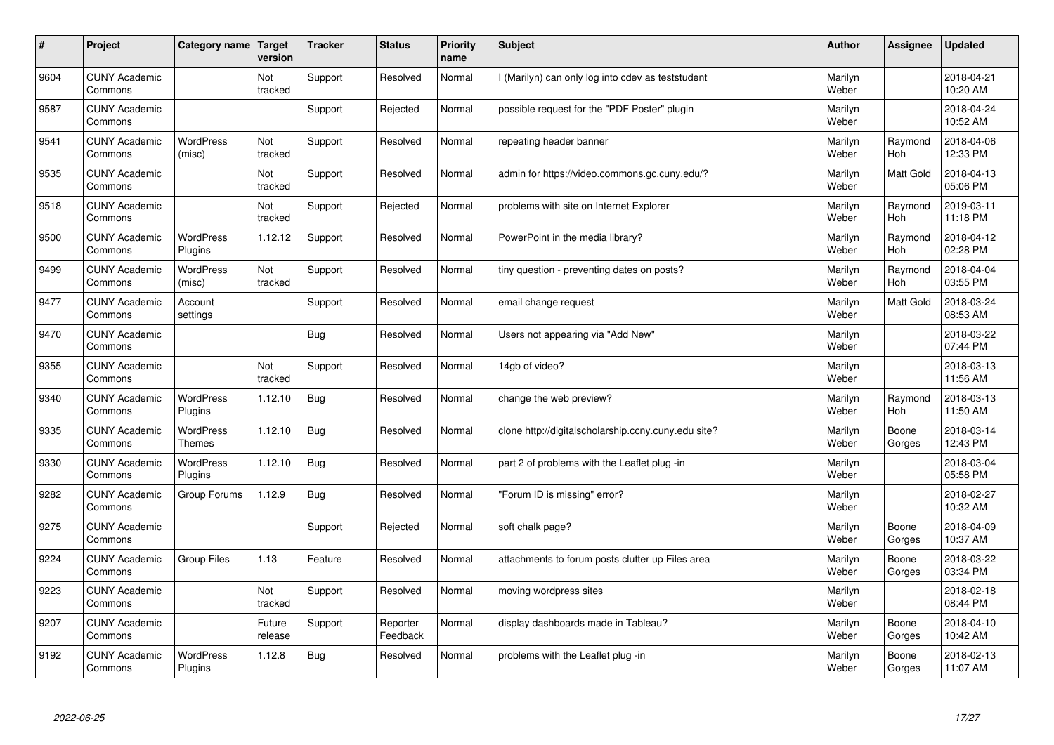| # | Project | Category name | Target version | Tracker | Status | Priority name | Subject | Author | Assignee | Updated |
|---|---|---|---|---|---|---|---|---|---|---|
| 9604 | CUNY Academic Commons | | Not tracked | Support | Resolved | Normal | I (Marilyn) can only log into cdev as teststudent | Marilyn Weber | | 2018-04-21 10:20 AM |
| 9587 | CUNY Academic Commons | | | Support | Rejected | Normal | possible request for the "PDF Poster" plugin | Marilyn Weber | | 2018-04-24 10:52 AM |
| 9541 | CUNY Academic Commons | WordPress (misc) | Not tracked | Support | Resolved | Normal | repeating header banner | Marilyn Weber | Raymond Hoh | 2018-04-06 12:33 PM |
| 9535 | CUNY Academic Commons | | Not tracked | Support | Resolved | Normal | admin for https://video.commons.gc.cuny.edu/? | Marilyn Weber | Matt Gold | 2018-04-13 05:06 PM |
| 9518 | CUNY Academic Commons | | Not tracked | Support | Rejected | Normal | problems with site on Internet Explorer | Marilyn Weber | Raymond Hoh | 2019-03-11 11:18 PM |
| 9500 | CUNY Academic Commons | WordPress Plugins | 1.12.12 | Support | Resolved | Normal | PowerPoint in the media library? | Marilyn Weber | Raymond Hoh | 2018-04-12 02:28 PM |
| 9499 | CUNY Academic Commons | WordPress (misc) | Not tracked | Support | Resolved | Normal | tiny question - preventing dates on posts? | Marilyn Weber | Raymond Hoh | 2018-04-04 03:55 PM |
| 9477 | CUNY Academic Commons | Account settings | | Support | Resolved | Normal | email change request | Marilyn Weber | Matt Gold | 2018-03-24 08:53 AM |
| 9470 | CUNY Academic Commons | | | Bug | Resolved | Normal | Users not appearing via "Add New" | Marilyn Weber | | 2018-03-22 07:44 PM |
| 9355 | CUNY Academic Commons | | Not tracked | Support | Resolved | Normal | 14gb of video? | Marilyn Weber | | 2018-03-13 11:56 AM |
| 9340 | CUNY Academic Commons | WordPress Plugins | 1.12.10 | Bug | Resolved | Normal | change the web preview? | Marilyn Weber | Raymond Hoh | 2018-03-13 11:50 AM |
| 9335 | CUNY Academic Commons | WordPress Themes | 1.12.10 | Bug | Resolved | Normal | clone http://digitalscholarship.ccny.cuny.edu site? | Marilyn Weber | Boone Gorges | 2018-03-14 12:43 PM |
| 9330 | CUNY Academic Commons | WordPress Plugins | 1.12.10 | Bug | Resolved | Normal | part 2 of problems with the Leaflet plug -in | Marilyn Weber | | 2018-03-04 05:58 PM |
| 9282 | CUNY Academic Commons | Group Forums | 1.12.9 | Bug | Resolved | Normal | "Forum ID is missing" error? | Marilyn Weber | | 2018-02-27 10:32 AM |
| 9275 | CUNY Academic Commons | | | Support | Rejected | Normal | soft chalk page? | Marilyn Weber | Boone Gorges | 2018-04-09 10:37 AM |
| 9224 | CUNY Academic Commons | Group Files | 1.13 | Feature | Resolved | Normal | attachments to forum posts clutter up Files area | Marilyn Weber | Boone Gorges | 2018-03-22 03:34 PM |
| 9223 | CUNY Academic Commons | | Not tracked | Support | Resolved | Normal | moving wordpress sites | Marilyn Weber | | 2018-02-18 08:44 PM |
| 9207 | CUNY Academic Commons | | Future release | Support | Reporter Feedback | Normal | display dashboards made in Tableau? | Marilyn Weber | Boone Gorges | 2018-04-10 10:42 AM |
| 9192 | CUNY Academic Commons | WordPress Plugins | 1.12.8 | Bug | Resolved | Normal | problems with the Leaflet plug -in | Marilyn Weber | Boone Gorges | 2018-02-13 11:07 AM |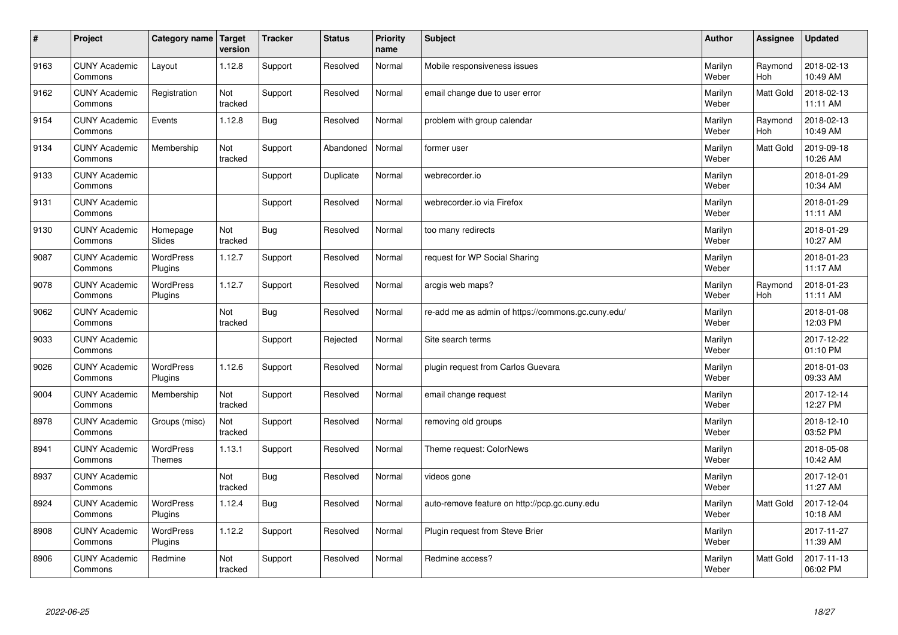| # | Project | Category name | Target version | Tracker | Status | Priority name | Subject | Author | Assignee | Updated |
|---|---|---|---|---|---|---|---|---|---|---|
| 9163 | CUNY Academic Commons | Layout | 1.12.8 | Support | Resolved | Normal | Mobile responsiveness issues | Marilyn Weber | Raymond Hoh | 2018-02-13 10:49 AM |
| 9162 | CUNY Academic Commons | Registration | Not tracked | Support | Resolved | Normal | email change due to user error | Marilyn Weber | Matt Gold | 2018-02-13 11:11 AM |
| 9154 | CUNY Academic Commons | Events | 1.12.8 | Bug | Resolved | Normal | problem with group calendar | Marilyn Weber | Raymond Hoh | 2018-02-13 10:49 AM |
| 9134 | CUNY Academic Commons | Membership | Not tracked | Support | Abandoned | Normal | former user | Marilyn Weber | Matt Gold | 2019-09-18 10:26 AM |
| 9133 | CUNY Academic Commons | | | Support | Duplicate | Normal | webrecorder.io | Marilyn Weber | | 2018-01-29 10:34 AM |
| 9131 | CUNY Academic Commons | | | Support | Resolved | Normal | webrecorder.io via Firefox | Marilyn Weber | | 2018-01-29 11:11 AM |
| 9130 | CUNY Academic Commons | Homepage Slides | Not tracked | Bug | Resolved | Normal | too many redirects | Marilyn Weber | | 2018-01-29 10:27 AM |
| 9087 | CUNY Academic Commons | WordPress Plugins | 1.12.7 | Support | Resolved | Normal | request for WP Social Sharing | Marilyn Weber | | 2018-01-23 11:17 AM |
| 9078 | CUNY Academic Commons | WordPress Plugins | 1.12.7 | Support | Resolved | Normal | arcgis web maps? | Marilyn Weber | Raymond Hoh | 2018-01-23 11:11 AM |
| 9062 | CUNY Academic Commons | | Not tracked | Bug | Resolved | Normal | re-add me as admin of https://commons.gc.cuny.edu/ | Marilyn Weber | | 2018-01-08 12:03 PM |
| 9033 | CUNY Academic Commons | | | Support | Rejected | Normal | Site search terms | Marilyn Weber | | 2017-12-22 01:10 PM |
| 9026 | CUNY Academic Commons | WordPress Plugins | 1.12.6 | Support | Resolved | Normal | plugin request from Carlos Guevara | Marilyn Weber | | 2018-01-03 09:33 AM |
| 9004 | CUNY Academic Commons | Membership | Not tracked | Support | Resolved | Normal | email change request | Marilyn Weber | | 2017-12-14 12:27 PM |
| 8978 | CUNY Academic Commons | Groups (misc) | Not tracked | Support | Resolved | Normal | removing old groups | Marilyn Weber | | 2018-12-10 03:52 PM |
| 8941 | CUNY Academic Commons | WordPress Themes | 1.13.1 | Support | Resolved | Normal | Theme request: ColorNews | Marilyn Weber | | 2018-05-08 10:42 AM |
| 8937 | CUNY Academic Commons | | Not tracked | Bug | Resolved | Normal | videos gone | Marilyn Weber | | 2017-12-01 11:27 AM |
| 8924 | CUNY Academic Commons | WordPress Plugins | 1.12.4 | Bug | Resolved | Normal | auto-remove feature on http://pcp.gc.cuny.edu | Marilyn Weber | Matt Gold | 2017-12-04 10:18 AM |
| 8908 | CUNY Academic Commons | WordPress Plugins | 1.12.2 | Support | Resolved | Normal | Plugin request from Steve Brier | Marilyn Weber | | 2017-11-27 11:39 AM |
| 8906 | CUNY Academic Commons | Redmine | Not tracked | Support | Resolved | Normal | Redmine access? | Marilyn Weber | Matt Gold | 2017-11-13 06:02 PM |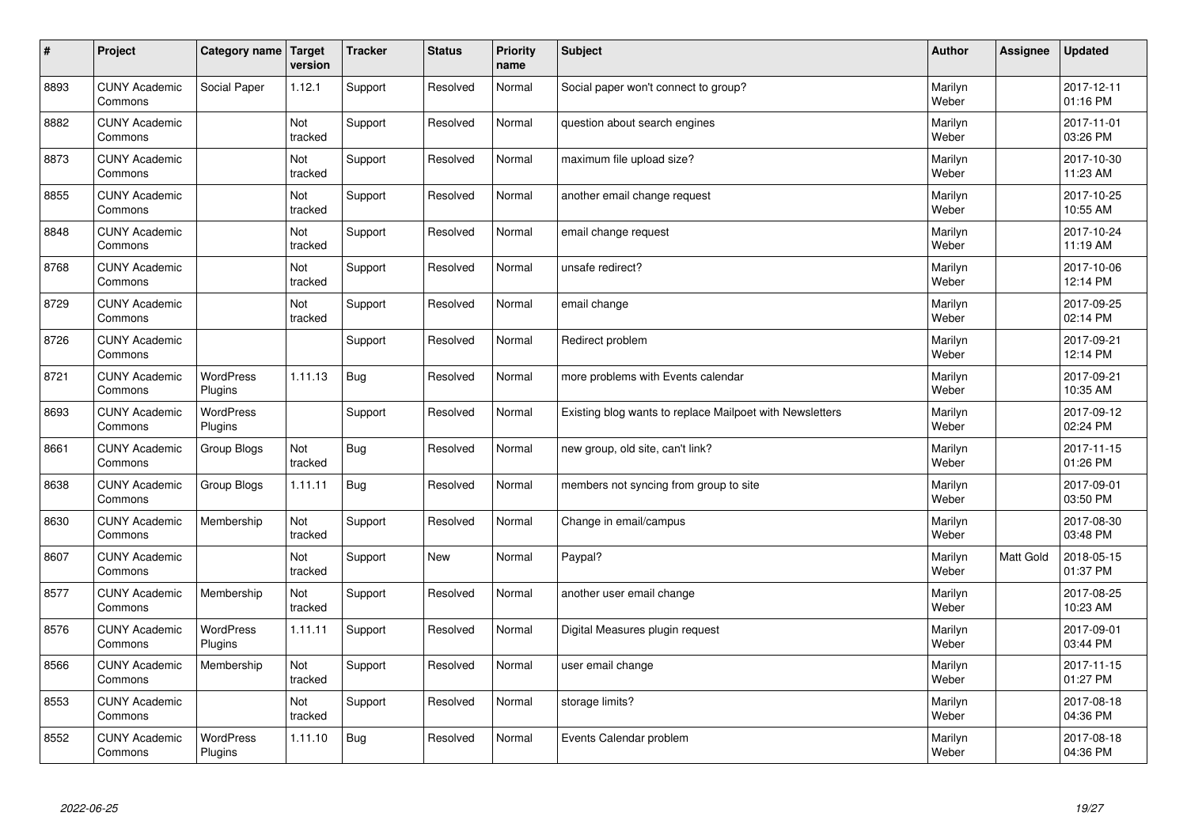| # | Project | Category name | Target version | Tracker | Status | Priority name | Subject | Author | Assignee | Updated |
|---|---|---|---|---|---|---|---|---|---|---|
| 8893 | CUNY Academic Commons | Social Paper | 1.12.1 | Support | Resolved | Normal | Social paper won't connect to group? | Marilyn Weber | | 2017-12-11 01:16 PM |
| 8882 | CUNY Academic Commons | | Not tracked | Support | Resolved | Normal | question about search engines | Marilyn Weber | | 2017-11-01 03:26 PM |
| 8873 | CUNY Academic Commons | | Not tracked | Support | Resolved | Normal | maximum file upload size? | Marilyn Weber | | 2017-10-30 11:23 AM |
| 8855 | CUNY Academic Commons | | Not tracked | Support | Resolved | Normal | another email change request | Marilyn Weber | | 2017-10-25 10:55 AM |
| 8848 | CUNY Academic Commons | | Not tracked | Support | Resolved | Normal | email change request | Marilyn Weber | | 2017-10-24 11:19 AM |
| 8768 | CUNY Academic Commons | | Not tracked | Support | Resolved | Normal | unsafe redirect? | Marilyn Weber | | 2017-10-06 12:14 PM |
| 8729 | CUNY Academic Commons | | Not tracked | Support | Resolved | Normal | email change | Marilyn Weber | | 2017-09-25 02:14 PM |
| 8726 | CUNY Academic Commons | | | Support | Resolved | Normal | Redirect problem | Marilyn Weber | | 2017-09-21 12:14 PM |
| 8721 | CUNY Academic Commons | WordPress Plugins | 1.11.13 | Bug | Resolved | Normal | more problems with Events calendar | Marilyn Weber | | 2017-09-21 10:35 AM |
| 8693 | CUNY Academic Commons | WordPress Plugins | | Support | Resolved | Normal | Existing blog wants to replace Mailpoet with Newsletters | Marilyn Weber | | 2017-09-12 02:24 PM |
| 8661 | CUNY Academic Commons | Group Blogs | Not tracked | Bug | Resolved | Normal | new group, old site, can't link? | Marilyn Weber | | 2017-11-15 01:26 PM |
| 8638 | CUNY Academic Commons | Group Blogs | 1.11.11 | Bug | Resolved | Normal | members not syncing from group to site | Marilyn Weber | | 2017-09-01 03:50 PM |
| 8630 | CUNY Academic Commons | Membership | Not tracked | Support | Resolved | Normal | Change in email/campus | Marilyn Weber | | 2017-08-30 03:48 PM |
| 8607 | CUNY Academic Commons | | Not tracked | Support | New | Normal | Paypal? | Marilyn Weber | Matt Gold | 2018-05-15 01:37 PM |
| 8577 | CUNY Academic Commons | Membership | Not tracked | Support | Resolved | Normal | another user email change | Marilyn Weber | | 2017-08-25 10:23 AM |
| 8576 | CUNY Academic Commons | WordPress Plugins | 1.11.11 | Support | Resolved | Normal | Digital Measures plugin request | Marilyn Weber | | 2017-09-01 03:44 PM |
| 8566 | CUNY Academic Commons | Membership | Not tracked | Support | Resolved | Normal | user email change | Marilyn Weber | | 2017-11-15 01:27 PM |
| 8553 | CUNY Academic Commons | | Not tracked | Support | Resolved | Normal | storage limits? | Marilyn Weber | | 2017-08-18 04:36 PM |
| 8552 | CUNY Academic Commons | WordPress Plugins | 1.11.10 | Bug | Resolved | Normal | Events Calendar problem | Marilyn Weber | | 2017-08-18 04:36 PM |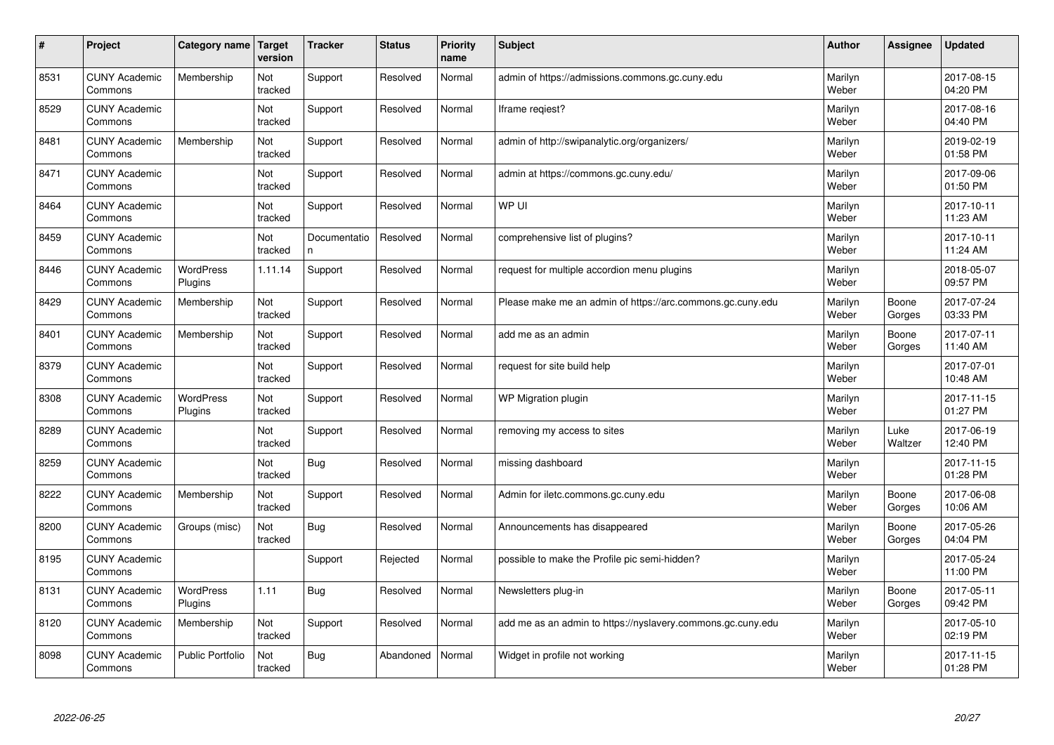| # | Project | Category name | Target version | Tracker | Status | Priority name | Subject | Author | Assignee | Updated |
|---|---|---|---|---|---|---|---|---|---|---|
| 8531 | CUNY Academic Commons | Membership | Not tracked | Support | Resolved | Normal | admin of https://admissions.commons.gc.cuny.edu | Marilyn Weber | | 2017-08-15 04:20 PM |
| 8529 | CUNY Academic Commons | | Not tracked | Support | Resolved | Normal | Iframe reqiest? | Marilyn Weber | | 2017-08-16 04:40 PM |
| 8481 | CUNY Academic Commons | Membership | Not tracked | Support | Resolved | Normal | admin of http://swipanalytic.org/organizers/ | Marilyn Weber | | 2019-02-19 01:58 PM |
| 8471 | CUNY Academic Commons | | Not tracked | Support | Resolved | Normal | admin at https://commons.gc.cuny.edu/ | Marilyn Weber | | 2017-09-06 01:50 PM |
| 8464 | CUNY Academic Commons | | Not tracked | Support | Resolved | Normal | WP UI | Marilyn Weber | | 2017-10-11 11:23 AM |
| 8459 | CUNY Academic Commons | | Not tracked | Documentation | Resolved | Normal | comprehensive list of plugins? | Marilyn Weber | | 2017-10-11 11:24 AM |
| 8446 | CUNY Academic Commons | WordPress Plugins | 1.11.14 | Support | Resolved | Normal | request for multiple accordion menu plugins | Marilyn Weber | | 2018-05-07 09:57 PM |
| 8429 | CUNY Academic Commons | Membership | Not tracked | Support | Resolved | Normal | Please make me an admin of https://arc.commons.gc.cuny.edu | Marilyn Weber | Boone Gorges | 2017-07-24 03:33 PM |
| 8401 | CUNY Academic Commons | Membership | Not tracked | Support | Resolved | Normal | add me as an admin | Marilyn Weber | Boone Gorges | 2017-07-11 11:40 AM |
| 8379 | CUNY Academic Commons | | Not tracked | Support | Resolved | Normal | request for site build help | Marilyn Weber | | 2017-07-01 10:48 AM |
| 8308 | CUNY Academic Commons | WordPress Plugins | Not tracked | Support | Resolved | Normal | WP Migration plugin | Marilyn Weber | | 2017-11-15 01:27 PM |
| 8289 | CUNY Academic Commons | | Not tracked | Support | Resolved | Normal | removing my access to sites | Marilyn Weber | Luke Waltzer | 2017-06-19 12:40 PM |
| 8259 | CUNY Academic Commons | | Not tracked | Bug | Resolved | Normal | missing dashboard | Marilyn Weber | | 2017-11-15 01:28 PM |
| 8222 | CUNY Academic Commons | Membership | Not tracked | Support | Resolved | Normal | Admin for iletc.commons.gc.cuny.edu | Marilyn Weber | Boone Gorges | 2017-06-08 10:06 AM |
| 8200 | CUNY Academic Commons | Groups (misc) | Not tracked | Bug | Resolved | Normal | Announcements has disappeared | Marilyn Weber | Boone Gorges | 2017-05-26 04:04 PM |
| 8195 | CUNY Academic Commons | | | Support | Rejected | Normal | possible to make the Profile pic semi-hidden? | Marilyn Weber | | 2017-05-24 11:00 PM |
| 8131 | CUNY Academic Commons | WordPress Plugins | 1.11 | Bug | Resolved | Normal | Newsletters plug-in | Marilyn Weber | Boone Gorges | 2017-05-11 09:42 PM |
| 8120 | CUNY Academic Commons | Membership | Not tracked | Support | Resolved | Normal | add me as an admin to https://nyslavery.commons.gc.cuny.edu | Marilyn Weber | | 2017-05-10 02:19 PM |
| 8098 | CUNY Academic Commons | Public Portfolio | Not tracked | Bug | Abandoned | Normal | Widget in profile not working | Marilyn Weber | | 2017-11-15 01:28 PM |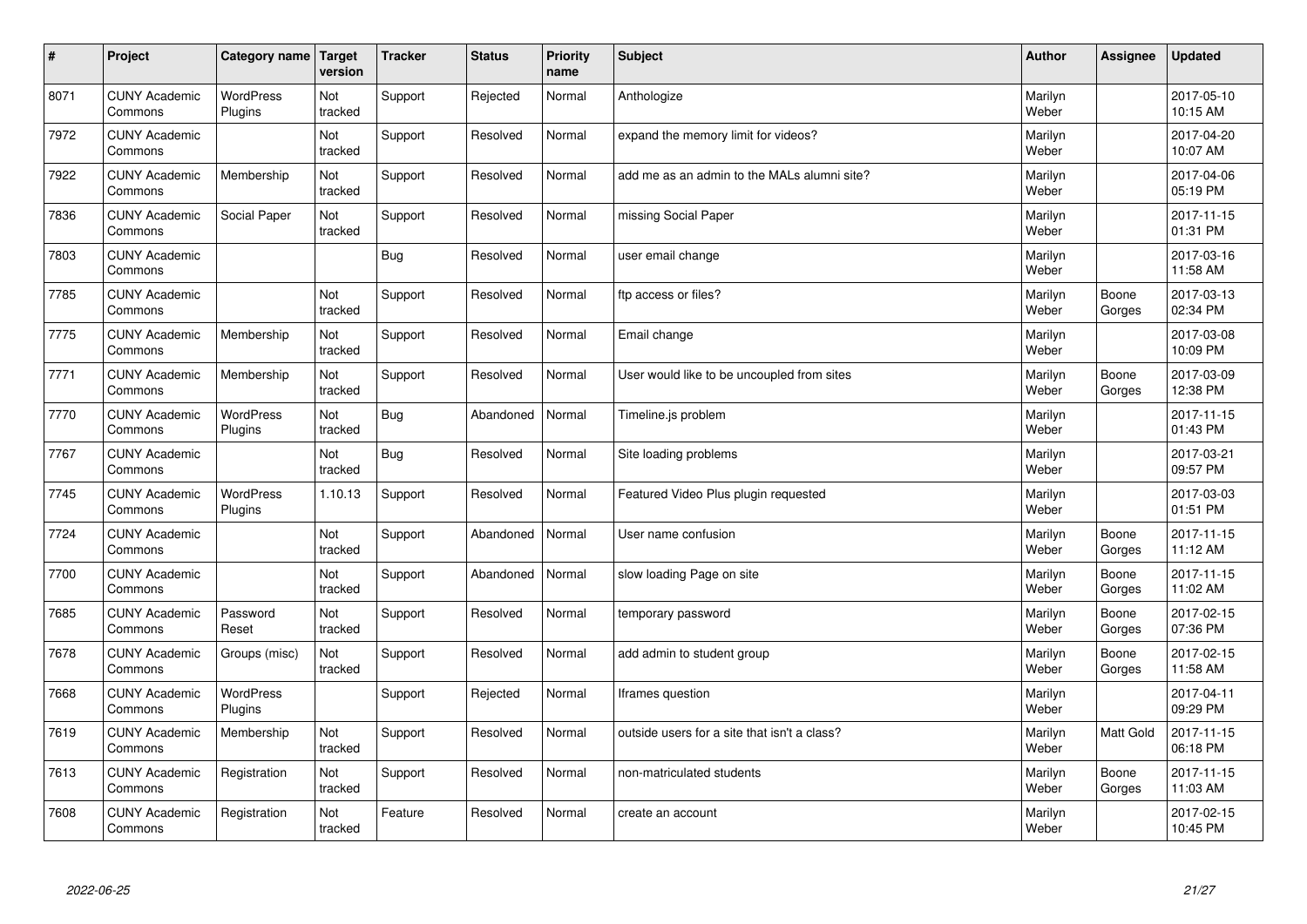| # | Project | Category name | Target version | Tracker | Status | Priority name | Subject | Author | Assignee | Updated |
|---|---|---|---|---|---|---|---|---|---|---|
| 8071 | CUNY Academic Commons | WordPress Plugins | Not tracked | Support | Rejected | Normal | Anthologize | Marilyn Weber | | 2017-05-10 10:15 AM |
| 7972 | CUNY Academic Commons | | Not tracked | Support | Resolved | Normal | expand the memory limit for videos? | Marilyn Weber | | 2017-04-20 10:07 AM |
| 7922 | CUNY Academic Commons | Membership | Not tracked | Support | Resolved | Normal | add me as an admin to the MALs alumni site? | Marilyn Weber | | 2017-04-06 05:19 PM |
| 7836 | CUNY Academic Commons | Social Paper | Not tracked | Support | Resolved | Normal | missing Social Paper | Marilyn Weber | | 2017-11-15 01:31 PM |
| 7803 | CUNY Academic Commons | | | Bug | Resolved | Normal | user email change | Marilyn Weber | | 2017-03-16 11:58 AM |
| 7785 | CUNY Academic Commons | | Not tracked | Support | Resolved | Normal | ftp access or files? | Marilyn Weber | Boone Gorges | 2017-03-13 02:34 PM |
| 7775 | CUNY Academic Commons | Membership | Not tracked | Support | Resolved | Normal | Email change | Marilyn Weber | | 2017-03-08 10:09 PM |
| 7771 | CUNY Academic Commons | Membership | Not tracked | Support | Resolved | Normal | User would like to be uncoupled from sites | Marilyn Weber | Boone Gorges | 2017-03-09 12:38 PM |
| 7770 | CUNY Academic Commons | WordPress Plugins | Not tracked | Bug | Abandoned | Normal | Timeline.js problem | Marilyn Weber | | 2017-11-15 01:43 PM |
| 7767 | CUNY Academic Commons | | Not tracked | Bug | Resolved | Normal | Site loading problems | Marilyn Weber | | 2017-03-21 09:57 PM |
| 7745 | CUNY Academic Commons | WordPress Plugins | 1.10.13 | Support | Resolved | Normal | Featured Video Plus plugin requested | Marilyn Weber | | 2017-03-03 01:51 PM |
| 7724 | CUNY Academic Commons | | Not tracked | Support | Abandoned | Normal | User name confusion | Marilyn Weber | Boone Gorges | 2017-11-15 11:12 AM |
| 7700 | CUNY Academic Commons | | Not tracked | Support | Abandoned | Normal | slow loading Page on site | Marilyn Weber | Boone Gorges | 2017-11-15 11:02 AM |
| 7685 | CUNY Academic Commons | Password Reset | Not tracked | Support | Resolved | Normal | temporary password | Marilyn Weber | Boone Gorges | 2017-02-15 07:36 PM |
| 7678 | CUNY Academic Commons | Groups (misc) | Not tracked | Support | Resolved | Normal | add admin to student group | Marilyn Weber | Boone Gorges | 2017-02-15 11:58 AM |
| 7668 | CUNY Academic Commons | WordPress Plugins | | Support | Rejected | Normal | Iframes question | Marilyn Weber | | 2017-04-11 09:29 PM |
| 7619 | CUNY Academic Commons | Membership | Not tracked | Support | Resolved | Normal | outside users for a site that isn't a class? | Marilyn Weber | Matt Gold | 2017-11-15 06:18 PM |
| 7613 | CUNY Academic Commons | Registration | Not tracked | Support | Resolved | Normal | non-matriculated students | Marilyn Weber | Boone Gorges | 2017-11-15 11:03 AM |
| 7608 | CUNY Academic Commons | Registration | Not tracked | Feature | Resolved | Normal | create an account | Marilyn Weber | | 2017-02-15 10:45 PM |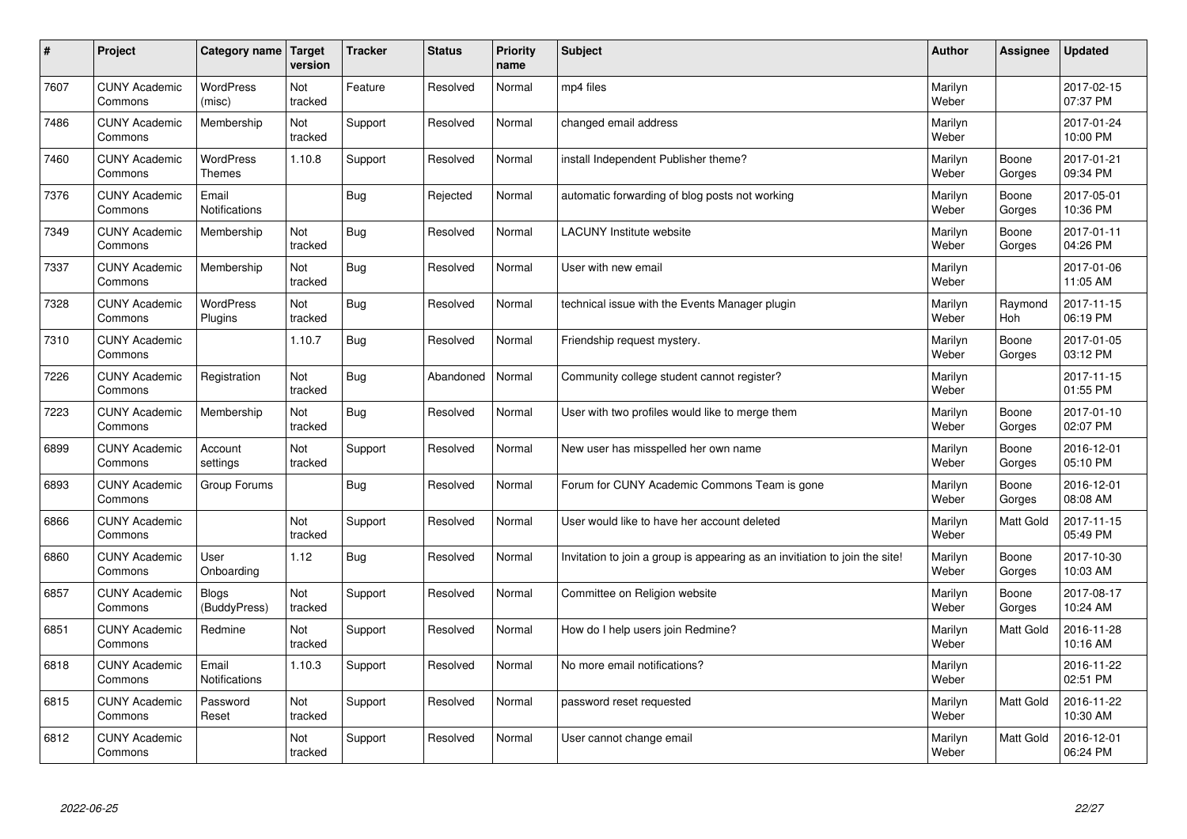| # | Project | Category name | Target version | Tracker | Status | Priority name | Subject | Author | Assignee | Updated |
|---|---|---|---|---|---|---|---|---|---|---|
| 7607 | CUNY Academic Commons | WordPress (misc) | Not tracked | Feature | Resolved | Normal | mp4 files | Marilyn Weber | | 2017-02-15 07:37 PM |
| 7486 | CUNY Academic Commons | Membership | Not tracked | Support | Resolved | Normal | changed email address | Marilyn Weber | | 2017-01-24 10:00 PM |
| 7460 | CUNY Academic Commons | WordPress Themes | 1.10.8 | Support | Resolved | Normal | install Independent Publisher theme? | Marilyn Weber | Boone Gorges | 2017-01-21 09:34 PM |
| 7376 | CUNY Academic Commons | Email Notifications | | Bug | Rejected | Normal | automatic forwarding of blog posts not working | Marilyn Weber | Boone Gorges | 2017-05-01 10:36 PM |
| 7349 | CUNY Academic Commons | Membership | Not tracked | Bug | Resolved | Normal | LACUNY Institute website | Marilyn Weber | Boone Gorges | 2017-01-11 04:26 PM |
| 7337 | CUNY Academic Commons | Membership | Not tracked | Bug | Resolved | Normal | User with new email | Marilyn Weber | | 2017-01-06 11:05 AM |
| 7328 | CUNY Academic Commons | WordPress Plugins | Not tracked | Bug | Resolved | Normal | technical issue with the Events Manager plugin | Marilyn Weber | Raymond Hoh | 2017-11-15 06:19 PM |
| 7310 | CUNY Academic Commons | | 1.10.7 | Bug | Resolved | Normal | Friendship request mystery. | Marilyn Weber | Boone Gorges | 2017-01-05 03:12 PM |
| 7226 | CUNY Academic Commons | Registration | Not tracked | Bug | Abandoned | Normal | Community college student cannot register? | Marilyn Weber | | 2017-11-15 01:55 PM |
| 7223 | CUNY Academic Commons | Membership | Not tracked | Bug | Resolved | Normal | User with two profiles would like to merge them | Marilyn Weber | Boone Gorges | 2017-01-10 02:07 PM |
| 6899 | CUNY Academic Commons | Account settings | Not tracked | Support | Resolved | Normal | New user has misspelled her own name | Marilyn Weber | Boone Gorges | 2016-12-01 05:10 PM |
| 6893 | CUNY Academic Commons | Group Forums | | Bug | Resolved | Normal | Forum for CUNY Academic Commons Team is gone | Marilyn Weber | Boone Gorges | 2016-12-01 08:08 AM |
| 6866 | CUNY Academic Commons | | Not tracked | Support | Resolved | Normal | User would like to have her account deleted | Marilyn Weber | Matt Gold | 2017-11-15 05:49 PM |
| 6860 | CUNY Academic Commons | User Onboarding | 1.12 | Bug | Resolved | Normal | Invitation to join a group is appearing as an invitiation to join the site! | Marilyn Weber | Boone Gorges | 2017-10-30 10:03 AM |
| 6857 | CUNY Academic Commons | Blogs (BuddyPress) | Not tracked | Support | Resolved | Normal | Committee on Religion website | Marilyn Weber | Boone Gorges | 2017-08-17 10:24 AM |
| 6851 | CUNY Academic Commons | Redmine | Not tracked | Support | Resolved | Normal | How do I help users join Redmine? | Marilyn Weber | Matt Gold | 2016-11-28 10:16 AM |
| 6818 | CUNY Academic Commons | Email Notifications | 1.10.3 | Support | Resolved | Normal | No more email notifications? | Marilyn Weber | | 2016-11-22 02:51 PM |
| 6815 | CUNY Academic Commons | Password Reset | Not tracked | Support | Resolved | Normal | password reset requested | Marilyn Weber | Matt Gold | 2016-11-22 10:30 AM |
| 6812 | CUNY Academic Commons | | Not tracked | Support | Resolved | Normal | User cannot change email | Marilyn Weber | Matt Gold | 2016-12-01 06:24 PM |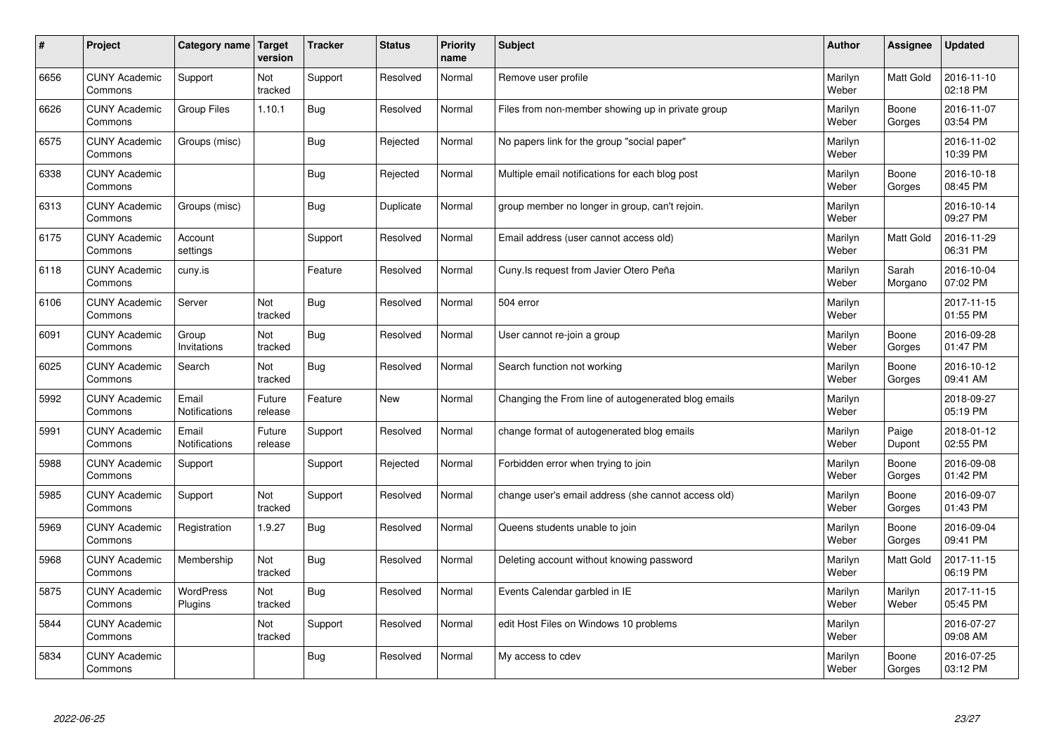| # | Project | Category name | Target version | Tracker | Status | Priority name | Subject | Author | Assignee | Updated |
|---|---|---|---|---|---|---|---|---|---|---|
| 6656 | CUNY Academic Commons | Support | Not tracked | Support | Resolved | Normal | Remove user profile | Marilyn Weber | Matt Gold | 2016-11-10 02:18 PM |
| 6626 | CUNY Academic Commons | Group Files | 1.10.1 | Bug | Resolved | Normal | Files from non-member showing up in private group | Marilyn Weber | Boone Gorges | 2016-11-07 03:54 PM |
| 6575 | CUNY Academic Commons | Groups (misc) | | Bug | Rejected | Normal | No papers link for the group "social paper" | Marilyn Weber | | 2016-11-02 10:39 PM |
| 6338 | CUNY Academic Commons | | | Bug | Rejected | Normal | Multiple email notifications for each blog post | Marilyn Weber | Boone Gorges | 2016-10-18 08:45 PM |
| 6313 | CUNY Academic Commons | Groups (misc) | | Bug | Duplicate | Normal | group member no longer in group, can't rejoin. | Marilyn Weber | | 2016-10-14 09:27 PM |
| 6175 | CUNY Academic Commons | Account settings | | Support | Resolved | Normal | Email address (user cannot access old) | Marilyn Weber | Matt Gold | 2016-11-29 06:31 PM |
| 6118 | CUNY Academic Commons | cuny.is | | Feature | Resolved | Normal | Cuny.Is request from Javier Otero Peña | Marilyn Weber | Sarah Morgano | 2016-10-04 07:02 PM |
| 6106 | CUNY Academic Commons | Server | Not tracked | Bug | Resolved | Normal | 504 error | Marilyn Weber | | 2017-11-15 01:55 PM |
| 6091 | CUNY Academic Commons | Group Invitations | Not tracked | Bug | Resolved | Normal | User cannot re-join a group | Marilyn Weber | Boone Gorges | 2016-09-28 01:47 PM |
| 6025 | CUNY Academic Commons | Search | Not tracked | Bug | Resolved | Normal | Search function not working | Marilyn Weber | Boone Gorges | 2016-10-12 09:41 AM |
| 5992 | CUNY Academic Commons | Email Notifications | Future release | Feature | New | Normal | Changing the From line of autogenerated blog emails | Marilyn Weber | | 2018-09-27 05:19 PM |
| 5991 | CUNY Academic Commons | Email Notifications | Future release | Support | Resolved | Normal | change format of autogenerated blog emails | Marilyn Weber | Paige Dupont | 2018-01-12 02:55 PM |
| 5988 | CUNY Academic Commons | Support | | Support | Rejected | Normal | Forbidden error when trying to join | Marilyn Weber | Boone Gorges | 2016-09-08 01:42 PM |
| 5985 | CUNY Academic Commons | Support | Not tracked | Support | Resolved | Normal | change user's email address (she cannot access old) | Marilyn Weber | Boone Gorges | 2016-09-07 01:43 PM |
| 5969 | CUNY Academic Commons | Registration | 1.9.27 | Bug | Resolved | Normal | Queens students unable to join | Marilyn Weber | Boone Gorges | 2016-09-04 09:41 PM |
| 5968 | CUNY Academic Commons | Membership | Not tracked | Bug | Resolved | Normal | Deleting account without knowing password | Marilyn Weber | Matt Gold | 2017-11-15 06:19 PM |
| 5875 | CUNY Academic Commons | WordPress Plugins | Not tracked | Bug | Resolved | Normal | Events Calendar garbled in IE | Marilyn Weber | Marilyn Weber | 2017-11-15 05:45 PM |
| 5844 | CUNY Academic Commons | | Not tracked | Support | Resolved | Normal | edit Host Files on Windows 10 problems | Marilyn Weber | | 2016-07-27 09:08 AM |
| 5834 | CUNY Academic Commons | | | Bug | Resolved | Normal | My access to cdev | Marilyn Weber | Boone Gorges | 2016-07-25 03:12 PM |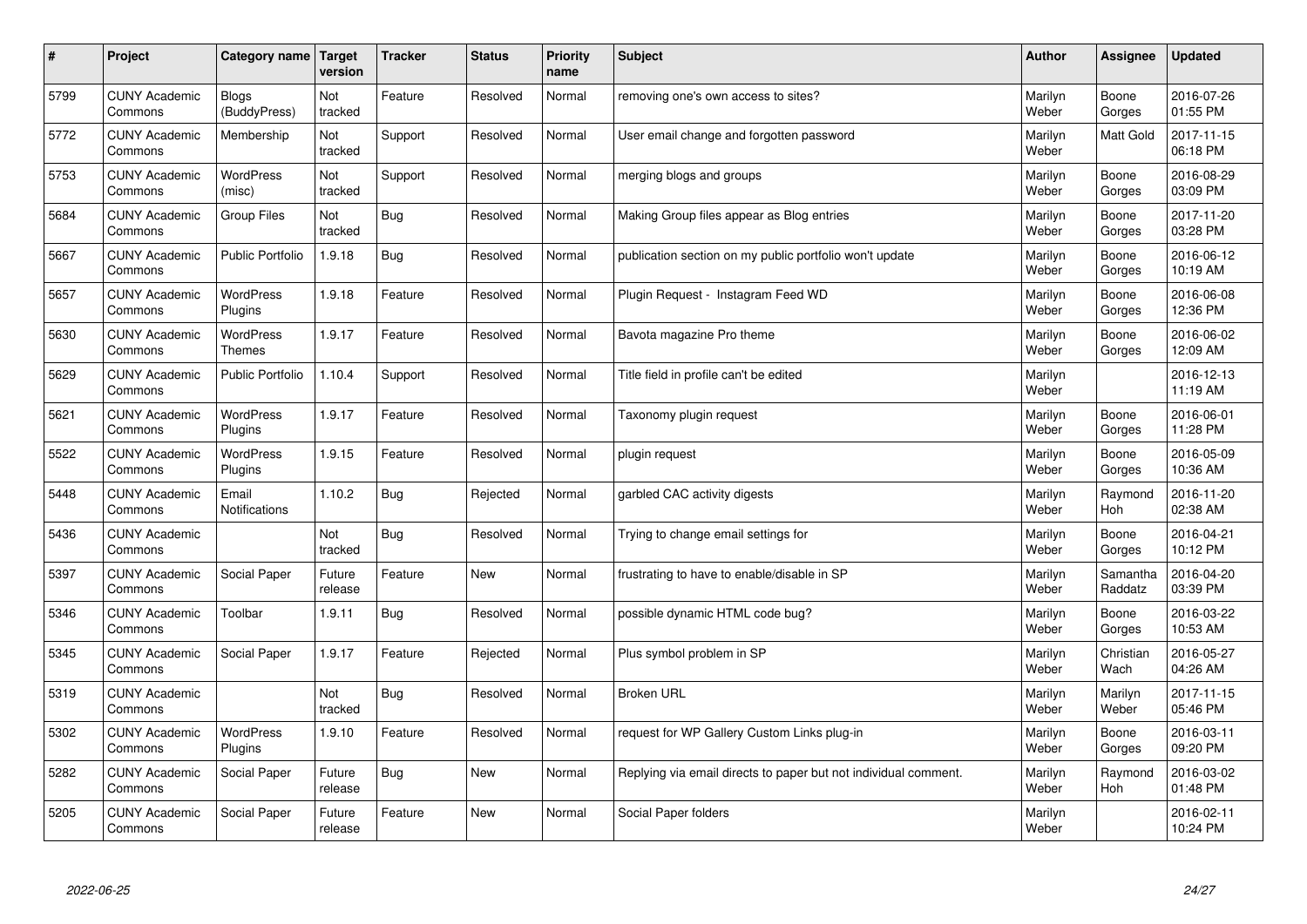| # | Project | Category name | Target version | Tracker | Status | Priority name | Subject | Author | Assignee | Updated |
|---|---|---|---|---|---|---|---|---|---|---|
| 5799 | CUNY Academic Commons | Blogs (BuddyPress) | Not tracked | Feature | Resolved | Normal | removing one's own access to sites? | Marilyn Weber | Boone Gorges | 2016-07-26 01:55 PM |
| 5772 | CUNY Academic Commons | Membership | Not tracked | Support | Resolved | Normal | User email change and forgotten password | Marilyn Weber | Matt Gold | 2017-11-15 06:18 PM |
| 5753 | CUNY Academic Commons | WordPress (misc) | Not tracked | Support | Resolved | Normal | merging blogs and groups | Marilyn Weber | Boone Gorges | 2016-08-29 03:09 PM |
| 5684 | CUNY Academic Commons | Group Files | Not tracked | Bug | Resolved | Normal | Making Group files appear as Blog entries | Marilyn Weber | Boone Gorges | 2017-11-20 03:28 PM |
| 5667 | CUNY Academic Commons | Public Portfolio | 1.9.18 | Bug | Resolved | Normal | publication section on my public portfolio won't update | Marilyn Weber | Boone Gorges | 2016-06-12 10:19 AM |
| 5657 | CUNY Academic Commons | WordPress Plugins | 1.9.18 | Feature | Resolved | Normal | Plugin Request - Instagram Feed WD | Marilyn Weber | Boone Gorges | 2016-06-08 12:36 PM |
| 5630 | CUNY Academic Commons | WordPress Themes | 1.9.17 | Feature | Resolved | Normal | Bavota magazine Pro theme | Marilyn Weber | Boone Gorges | 2016-06-02 12:09 AM |
| 5629 | CUNY Academic Commons | Public Portfolio | 1.10.4 | Support | Resolved | Normal | Title field in profile can't be edited | Marilyn Weber | | 2016-12-13 11:19 AM |
| 5621 | CUNY Academic Commons | WordPress Plugins | 1.9.17 | Feature | Resolved | Normal | Taxonomy plugin request | Marilyn Weber | Boone Gorges | 2016-06-01 11:28 PM |
| 5522 | CUNY Academic Commons | WordPress Plugins | 1.9.15 | Feature | Resolved | Normal | plugin request | Marilyn Weber | Boone Gorges | 2016-05-09 10:36 AM |
| 5448 | CUNY Academic Commons | Email Notifications | 1.10.2 | Bug | Rejected | Normal | garbled CAC activity digests | Marilyn Weber | Raymond Hoh | 2016-11-20 02:38 AM |
| 5436 | CUNY Academic Commons | | Not tracked | Bug | Resolved | Normal | Trying to change email settings for | Marilyn Weber | Boone Gorges | 2016-04-21 10:12 PM |
| 5397 | CUNY Academic Commons | Social Paper | Future release | Feature | New | Normal | frustrating to have to enable/disable in SP | Marilyn Weber | Samantha Raddatz | 2016-04-20 03:39 PM |
| 5346 | CUNY Academic Commons | Toolbar | 1.9.11 | Bug | Resolved | Normal | possible dynamic HTML code bug? | Marilyn Weber | Boone Gorges | 2016-03-22 10:53 AM |
| 5345 | CUNY Academic Commons | Social Paper | 1.9.17 | Feature | Rejected | Normal | Plus symbol problem in SP | Marilyn Weber | Christian Wach | 2016-05-27 04:26 AM |
| 5319 | CUNY Academic Commons | | Not tracked | Bug | Resolved | Normal | Broken URL | Marilyn Weber | Marilyn Weber | 2017-11-15 05:46 PM |
| 5302 | CUNY Academic Commons | WordPress Plugins | 1.9.10 | Feature | Resolved | Normal | request for WP Gallery Custom Links plug-in | Marilyn Weber | Boone Gorges | 2016-03-11 09:20 PM |
| 5282 | CUNY Academic Commons | Social Paper | Future release | Bug | New | Normal | Replying via email directs to paper but not individual comment. | Marilyn Weber | Raymond Hoh | 2016-03-02 01:48 PM |
| 5205 | CUNY Academic Commons | Social Paper | Future release | Feature | New | Normal | Social Paper folders | Marilyn Weber | | 2016-02-11 10:24 PM |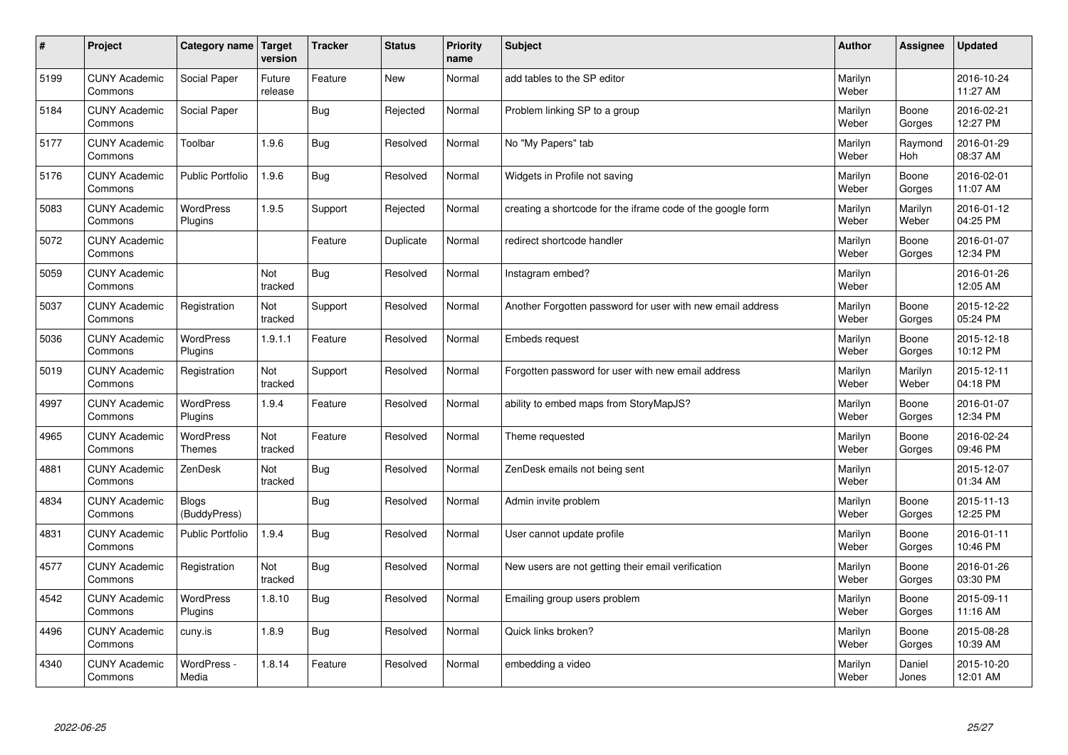| # | Project | Category name | Target version | Tracker | Status | Priority name | Subject | Author | Assignee | Updated |
|---|---|---|---|---|---|---|---|---|---|---|
| 5199 | CUNY Academic Commons | Social Paper | Future release | Feature | New | Normal | add tables to the SP editor | Marilyn Weber | | 2016-10-24 11:27 AM |
| 5184 | CUNY Academic Commons | Social Paper | | Bug | Rejected | Normal | Problem linking SP to a group | Marilyn Weber | Boone Gorges | 2016-02-21 12:27 PM |
| 5177 | CUNY Academic Commons | Toolbar | 1.9.6 | Bug | Resolved | Normal | No "My Papers" tab | Marilyn Weber | Raymond Hoh | 2016-01-29 08:37 AM |
| 5176 | CUNY Academic Commons | Public Portfolio | 1.9.6 | Bug | Resolved | Normal | Widgets in Profile not saving | Marilyn Weber | Boone Gorges | 2016-02-01 11:07 AM |
| 5083 | CUNY Academic Commons | WordPress Plugins | 1.9.5 | Support | Rejected | Normal | creating a shortcode for the iframe code of the google form | Marilyn Weber | Marilyn Weber | 2016-01-12 04:25 PM |
| 5072 | CUNY Academic Commons | | | Feature | Duplicate | Normal | redirect shortcode handler | Marilyn Weber | Boone Gorges | 2016-01-07 12:34 PM |
| 5059 | CUNY Academic Commons | | Not tracked | Bug | Resolved | Normal | Instagram embed? | Marilyn Weber | | 2016-01-26 12:05 AM |
| 5037 | CUNY Academic Commons | Registration | Not tracked | Support | Resolved | Normal | Another Forgotten password for user with new email address | Marilyn Weber | Boone Gorges | 2015-12-22 05:24 PM |
| 5036 | CUNY Academic Commons | WordPress Plugins | 1.9.1.1 | Feature | Resolved | Normal | Embeds request | Marilyn Weber | Boone Gorges | 2015-12-18 10:12 PM |
| 5019 | CUNY Academic Commons | Registration | Not tracked | Support | Resolved | Normal | Forgotten password for user with new email address | Marilyn Weber | Marilyn Weber | 2015-12-11 04:18 PM |
| 4997 | CUNY Academic Commons | WordPress Plugins | 1.9.4 | Feature | Resolved | Normal | ability to embed maps from StoryMapJS? | Marilyn Weber | Boone Gorges | 2016-01-07 12:34 PM |
| 4965 | CUNY Academic Commons | WordPress Themes | Not tracked | Feature | Resolved | Normal | Theme requested | Marilyn Weber | Boone Gorges | 2016-02-24 09:46 PM |
| 4881 | CUNY Academic Commons | ZenDesk | Not tracked | Bug | Resolved | Normal | ZenDesk emails not being sent | Marilyn Weber | | 2015-12-07 01:34 AM |
| 4834 | CUNY Academic Commons | Blogs (BuddyPress) | | Bug | Resolved | Normal | Admin invite problem | Marilyn Weber | Boone Gorges | 2015-11-13 12:25 PM |
| 4831 | CUNY Academic Commons | Public Portfolio | 1.9.4 | Bug | Resolved | Normal | User cannot update profile | Marilyn Weber | Boone Gorges | 2016-01-11 10:46 PM |
| 4577 | CUNY Academic Commons | Registration | Not tracked | Bug | Resolved | Normal | New users are not getting their email verification | Marilyn Weber | Boone Gorges | 2016-01-26 03:30 PM |
| 4542 | CUNY Academic Commons | WordPress Plugins | 1.8.10 | Bug | Resolved | Normal | Emailing group users problem | Marilyn Weber | Boone Gorges | 2015-09-11 11:16 AM |
| 4496 | CUNY Academic Commons | cuny.is | 1.8.9 | Bug | Resolved | Normal | Quick links broken? | Marilyn Weber | Boone Gorges | 2015-08-28 10:39 AM |
| 4340 | CUNY Academic Commons | WordPress - Media | 1.8.14 | Feature | Resolved | Normal | embedding a video | Marilyn Weber | Daniel Jones | 2015-10-20 12:01 AM |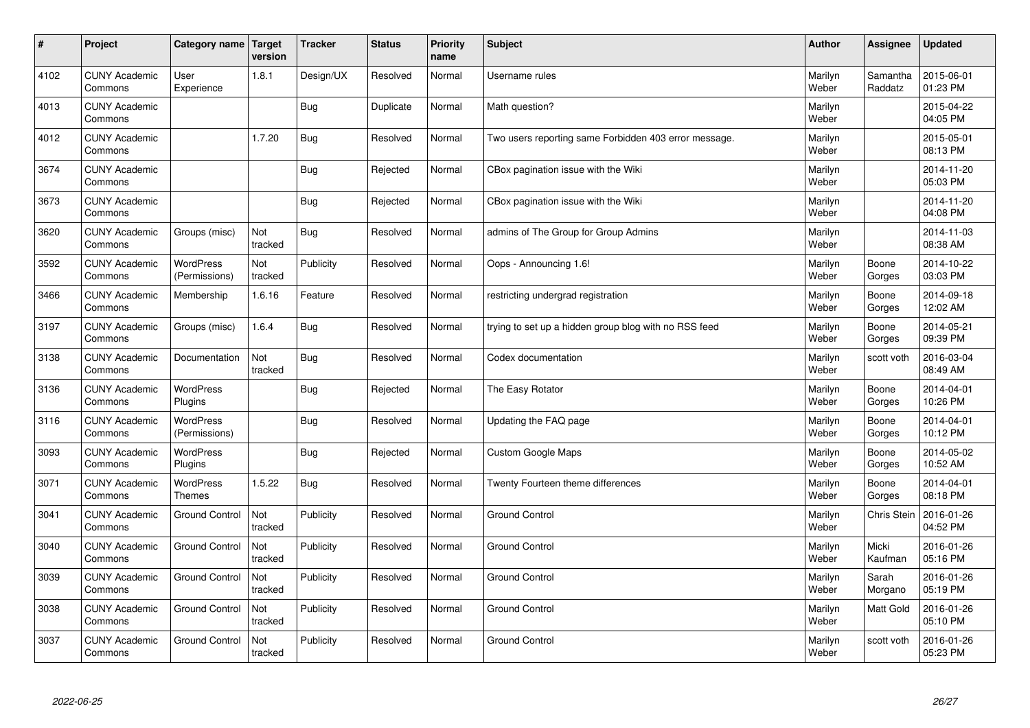| # | Project | Category name | Target version | Tracker | Status | Priority name | Subject | Author | Assignee | Updated |
|---|---|---|---|---|---|---|---|---|---|---|
| 4102 | CUNY Academic Commons | User Experience | 1.8.1 | Design/UX | Resolved | Normal | Username rules | Marilyn Weber | Samantha Raddatz | 2015-06-01 01:23 PM |
| 4013 | CUNY Academic Commons | | | Bug | Duplicate | Normal | Math question? | Marilyn Weber | | 2015-04-22 04:05 PM |
| 4012 | CUNY Academic Commons | | 1.7.20 | Bug | Resolved | Normal | Two users reporting same Forbidden 403 error message. | Marilyn Weber | | 2015-05-01 08:13 PM |
| 3674 | CUNY Academic Commons | | | Bug | Rejected | Normal | CBox pagination issue with the Wiki | Marilyn Weber | | 2014-11-20 05:03 PM |
| 3673 | CUNY Academic Commons | | | Bug | Rejected | Normal | CBox pagination issue with the Wiki | Marilyn Weber | | 2014-11-20 04:08 PM |
| 3620 | CUNY Academic Commons | Groups (misc) | Not tracked | Bug | Resolved | Normal | admins of The Group for Group Admins | Marilyn Weber | | 2014-11-03 08:38 AM |
| 3592 | CUNY Academic Commons | WordPress (Permissions) | Not tracked | Publicity | Resolved | Normal | Oops - Announcing 1.6! | Marilyn Weber | Boone Gorges | 2014-10-22 03:03 PM |
| 3466 | CUNY Academic Commons | Membership | 1.6.16 | Feature | Resolved | Normal | restricting undergrad registration | Marilyn Weber | Boone Gorges | 2014-09-18 12:02 AM |
| 3197 | CUNY Academic Commons | Groups (misc) | 1.6.4 | Bug | Resolved | Normal | trying to set up a hidden group blog with no RSS feed | Marilyn Weber | Boone Gorges | 2014-05-21 09:39 PM |
| 3138 | CUNY Academic Commons | Documentation | Not tracked | Bug | Resolved | Normal | Codex documentation | Marilyn Weber | scott voth | 2016-03-04 08:49 AM |
| 3136 | CUNY Academic Commons | WordPress Plugins | | Bug | Rejected | Normal | The Easy Rotator | Marilyn Weber | Boone Gorges | 2014-04-01 10:26 PM |
| 3116 | CUNY Academic Commons | WordPress (Permissions) | | Bug | Resolved | Normal | Updating the FAQ page | Marilyn Weber | Boone Gorges | 2014-04-01 10:12 PM |
| 3093 | CUNY Academic Commons | WordPress Plugins | | Bug | Rejected | Normal | Custom Google Maps | Marilyn Weber | Boone Gorges | 2014-05-02 10:52 AM |
| 3071 | CUNY Academic Commons | WordPress Themes | 1.5.22 | Bug | Resolved | Normal | Twenty Fourteen theme differences | Marilyn Weber | Boone Gorges | 2014-04-01 08:18 PM |
| 3041 | CUNY Academic Commons | Ground Control | Not tracked | Publicity | Resolved | Normal | Ground Control | Marilyn Weber | Chris Stein | 2016-01-26 04:52 PM |
| 3040 | CUNY Academic Commons | Ground Control | Not tracked | Publicity | Resolved | Normal | Ground Control | Marilyn Weber | Micki Kaufman | 2016-01-26 05:16 PM |
| 3039 | CUNY Academic Commons | Ground Control | Not tracked | Publicity | Resolved | Normal | Ground Control | Marilyn Weber | Sarah Morgano | 2016-01-26 05:19 PM |
| 3038 | CUNY Academic Commons | Ground Control | Not tracked | Publicity | Resolved | Normal | Ground Control | Marilyn Weber | Matt Gold | 2016-01-26 05:10 PM |
| 3037 | CUNY Academic Commons | Ground Control | Not tracked | Publicity | Resolved | Normal | Ground Control | Marilyn Weber | scott voth | 2016-01-26 05:23 PM |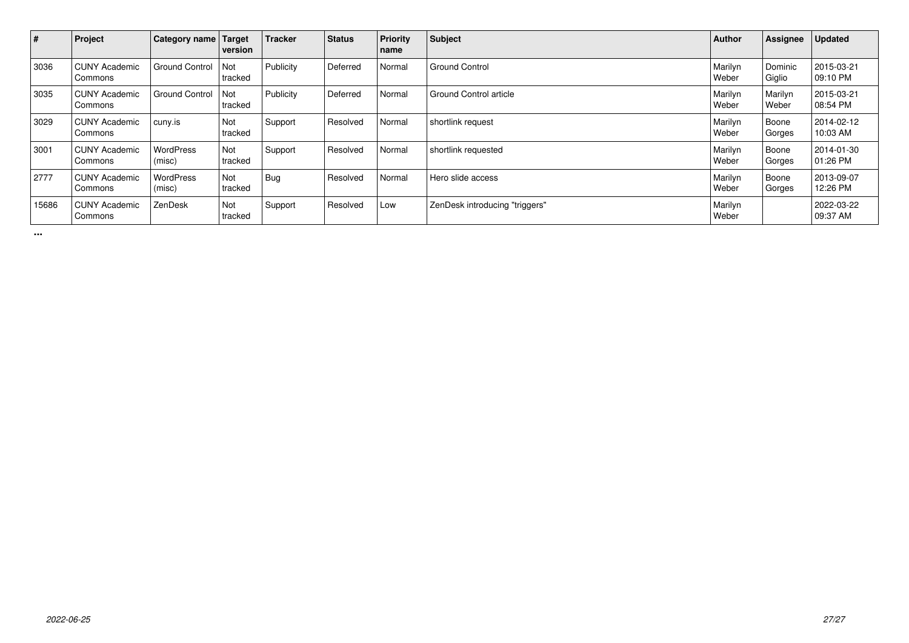| # | Project | Category name | Target version | Tracker | Status | Priority name | Subject | Author | Assignee | Updated |
|---|---|---|---|---|---|---|---|---|---|---|
| 3036 | CUNY Academic Commons | Ground Control | Not tracked | Publicity | Deferred | Normal | Ground Control | Marilyn Weber | Dominic Giglio | 2015-03-21 09:10 PM |
| 3035 | CUNY Academic Commons | Ground Control | Not tracked | Publicity | Deferred | Normal | Ground Control article | Marilyn Weber | Marilyn Weber | 2015-03-21 08:54 PM |
| 3029 | CUNY Academic Commons | cuny.is | Not tracked | Support | Resolved | Normal | shortlink request | Marilyn Weber | Boone Gorges | 2014-02-12 10:03 AM |
| 3001 | CUNY Academic Commons | WordPress (misc) | Not tracked | Support | Resolved | Normal | shortlink requested | Marilyn Weber | Boone Gorges | 2014-01-30 01:26 PM |
| 2777 | CUNY Academic Commons | WordPress (misc) | Not tracked | Bug | Resolved | Normal | Hero slide access | Marilyn Weber | Boone Gorges | 2013-09-07 12:26 PM |
| 15686 | CUNY Academic Commons | ZenDesk | Not tracked | Support | Resolved | Low | ZenDesk introducing "triggers" | Marilyn Weber | | 2022-03-22 09:37 AM |

...